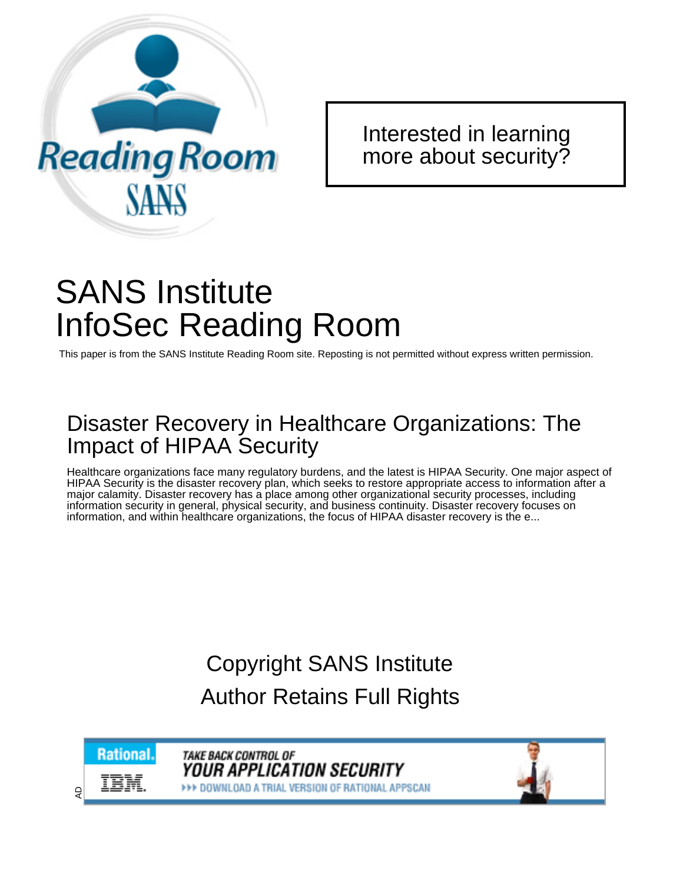Interested in learning more about security?

# SANS Institute InfoSec Reading Room

This paper is from the SANS Institute Reading Room site. Reposting is not permitted without express written permission.

## Disaster Recovery in Healthcare Organizations: The Impact of HIPAA Security

Healthcare organizations face many regulatory burdens, and the latest is HIPAA Security. One major aspect of HIPAA Security is the disaster recovery plan, which seeks to restore appropriate access to information after a major calamity. Disaster recovery has a place among other organizational security processes, including information security in general, physical security, and business continuity. Disaster recovery focuses on information, and within healthcare organizations, the focus of HIPAA disaster recovery is the e...

Copyright SANS Institute
Author Retains Full Rights

AD

Rational. IBM. TAKE BACK CONTROL OF YOUR APPLICATION SECURITY ▸▸▸ DOWNLOAD A TRIAL VERSION OF RATIONAL APPSCAN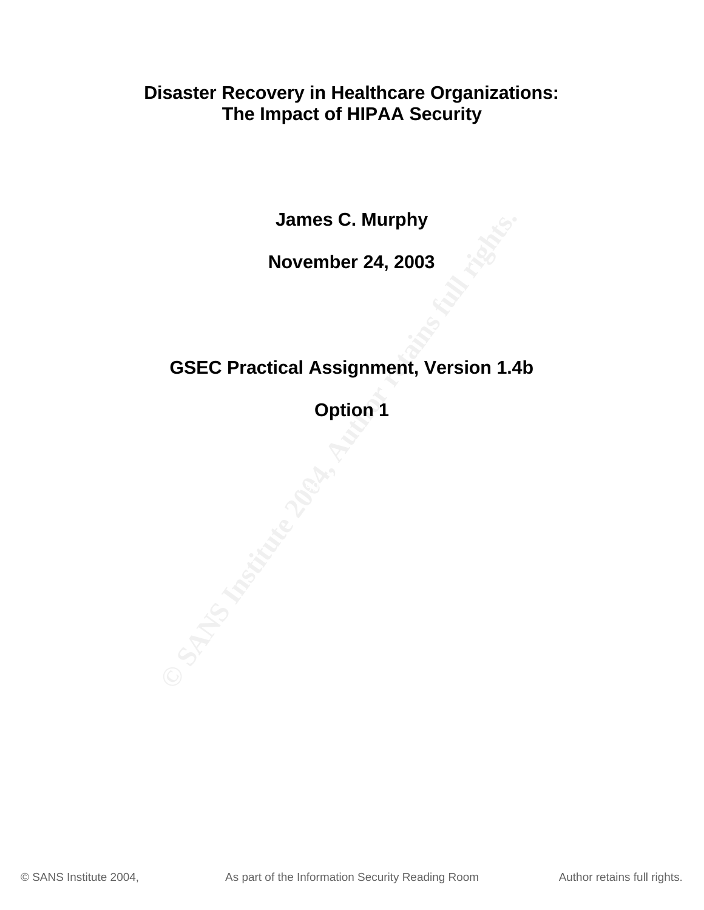# Disaster Recovery in Healthcare Organizations: The Impact of HIPAA Security

**James C. Murphy**

**November 24, 2003**

**GSEC Practical Assignment, Version 1.4b**

**Option 1**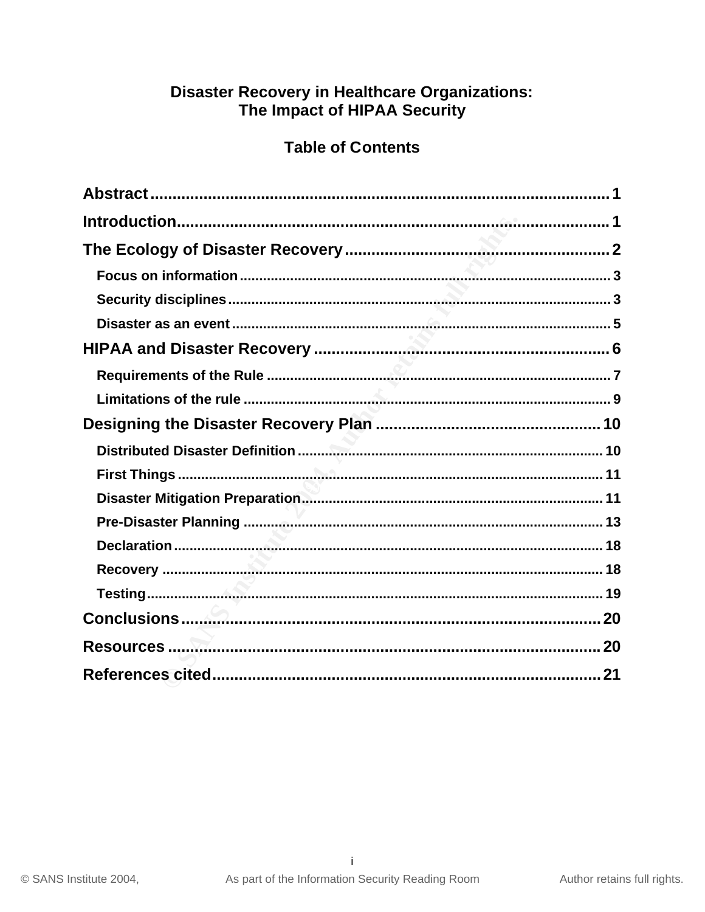# Disaster Recovery in Healthcare Organizations: The Impact of HIPAA Security

## Table of Contents

| | |
|---|---|
| **Abstract** | 1 |
| **Introduction** | 1 |
| **The Ecology of Disaster Recovery** | 2 |
| Focus on information | 3 |
| Security disciplines | 3 |
| Disaster as an event | 5 |
| **HIPAA and Disaster Recovery** | 6 |
| Requirements of the Rule | 7 |
| Limitations of the rule | 9 |
| **Designing the Disaster Recovery Plan** | 10 |
| Distributed Disaster Definition | 10 |
| First Things | 11 |
| Disaster Mitigation Preparation | 11 |
| Pre-Disaster Planning | 13 |
| Declaration | 18 |
| Recovery | 18 |
| Testing | 19 |
| **Conclusions** | 20 |
| **Resources** | 20 |
| **References cited** | 21 |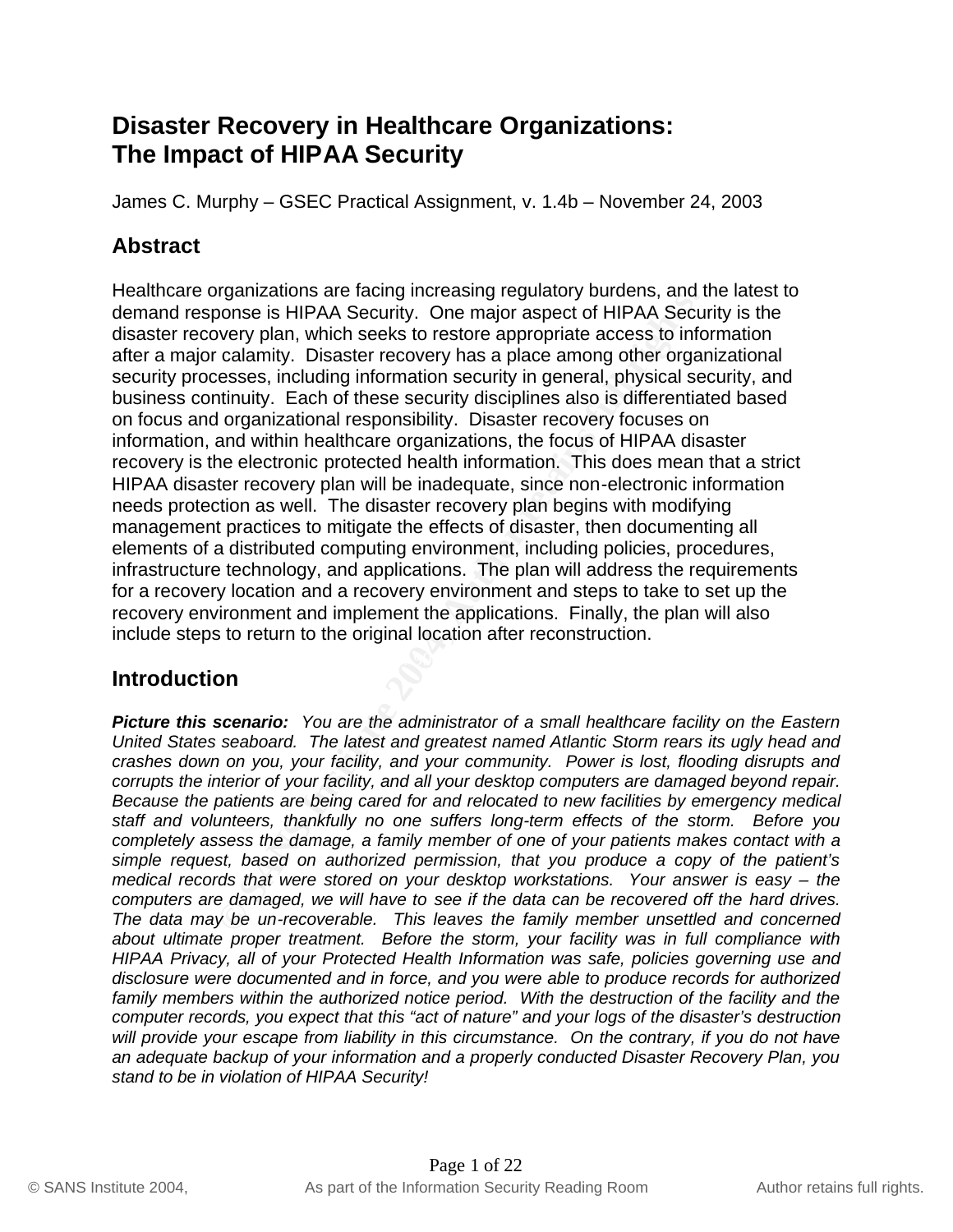# Disaster Recovery in Healthcare Organizations: The Impact of HIPAA Security

James C. Murphy – GSEC Practical Assignment, v. 1.4b – November 24, 2003

## Abstract

Healthcare organizations are facing increasing regulatory burdens, and the latest to demand response is HIPAA Security. One major aspect of HIPAA Security is the disaster recovery plan, which seeks to restore appropriate access to information after a major calamity. Disaster recovery has a place among other organizational security processes, including information security in general, physical security, and business continuity. Each of these security disciplines also is differentiated based on focus and organizational responsibility. Disaster recovery focuses on information, and within healthcare organizations, the focus of HIPAA disaster recovery is the electronic protected health information. This does mean that a strict HIPAA disaster recovery plan will be inadequate, since non-electronic information needs protection as well. The disaster recovery plan begins with modifying management practices to mitigate the effects of disaster, then documenting all elements of a distributed computing environment, including policies, procedures, infrastructure technology, and applications. The plan will address the requirements for a recovery location and a recovery environment and steps to take to set up the recovery environment and implement the applications. Finally, the plan will also include steps to return to the original location after reconstruction.

## Introduction

***Picture this scenario:*** *You are the administrator of a small healthcare facility on the Eastern United States seaboard. The latest and greatest named Atlantic Storm rears its ugly head and crashes down on you, your facility, and your community. Power is lost, flooding disrupts and corrupts the interior of your facility, and all your desktop computers are damaged beyond repair. Because the patients are being cared for and relocated to new facilities by emergency medical staff and volunteers, thankfully no one suffers long-term effects of the storm. Before you completely assess the damage, a family member of one of your patients makes contact with a simple request, based on authorized permission, that you produce a copy of the patient's medical records that were stored on your desktop workstations. Your answer is easy – the computers are damaged, we will have to see if the data can be recovered off the hard drives. The data may be un-recoverable. This leaves the family member unsettled and concerned about ultimate proper treatment. Before the storm, your facility was in full compliance with HIPAA Privacy, all of your Protected Health Information was safe, policies governing use and disclosure were documented and in force, and you were able to produce records for authorized family members within the authorized notice period. With the destruction of the facility and the computer records, you expect that this "act of nature" and your logs of the disaster's destruction will provide your escape from liability in this circumstance. On the contrary, if you do not have an adequate backup of your information and a properly conducted Disaster Recovery Plan, you stand to be in violation of HIPAA Security!*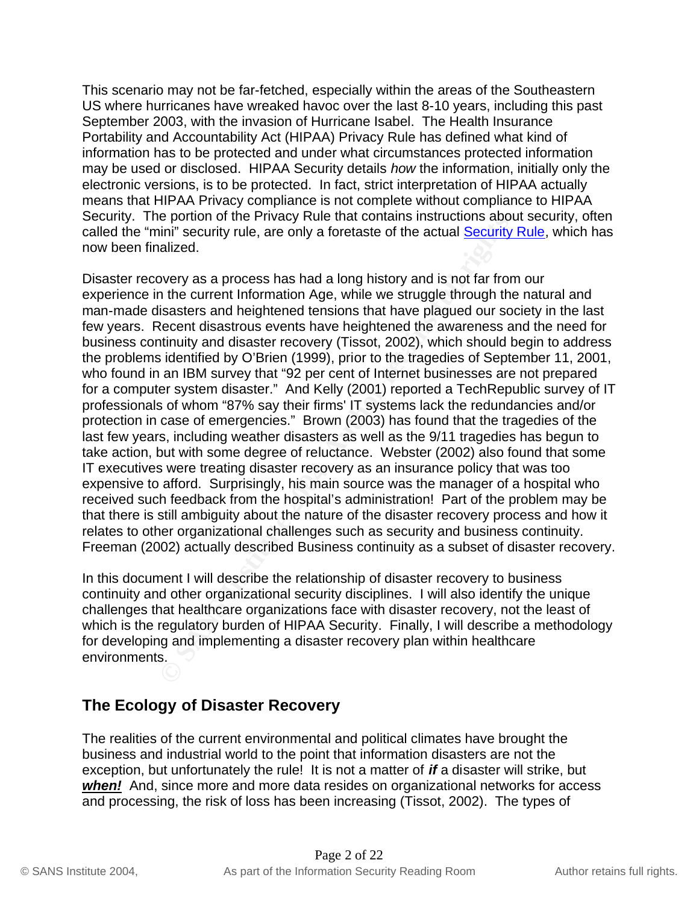This scenario may not be far-fetched, especially within the areas of the Southeastern US where hurricanes have wreaked havoc over the last 8-10 years, including this past September 2003, with the invasion of Hurricane Isabel. The Health Insurance Portability and Accountability Act (HIPAA) Privacy Rule has defined what kind of information has to be protected and under what circumstances protected information may be used or disclosed. HIPAA Security details *how* the information, initially only the electronic versions, is to be protected. In fact, strict interpretation of HIPAA actually means that HIPAA Privacy compliance is not complete without compliance to HIPAA Security. The portion of the Privacy Rule that contains instructions about security, often called the "mini" security rule, are only a foretaste of the actual Security Rule, which has now been finalized.

Disaster recovery as a process has had a long history and is not far from our experience in the current Information Age, while we struggle through the natural and man-made disasters and heightened tensions that have plagued our society in the last few years. Recent disastrous events have heightened the awareness and the need for business continuity and disaster recovery (Tissot, 2002), which should begin to address the problems identified by O'Brien (1999), prior to the tragedies of September 11, 2001, who found in an IBM survey that "92 per cent of Internet businesses are not prepared for a computer system disaster." And Kelly (2001) reported a TechRepublic survey of IT professionals of whom "87% say their firms' IT systems lack the redundancies and/or protection in case of emergencies." Brown (2003) has found that the tragedies of the last few years, including weather disasters as well as the 9/11 tragedies has begun to take action, but with some degree of reluctance. Webster (2002) also found that some IT executives were treating disaster recovery as an insurance policy that was too expensive to afford. Surprisingly, his main source was the manager of a hospital who received such feedback from the hospital's administration! Part of the problem may be that there is still ambiguity about the nature of the disaster recovery process and how it relates to other organizational challenges such as security and business continuity. Freeman (2002) actually described Business continuity as a subset of disaster recovery.

In this document I will describe the relationship of disaster recovery to business continuity and other organizational security disciplines. I will also identify the unique challenges that healthcare organizations face with disaster recovery, not the least of which is the regulatory burden of HIPAA Security. Finally, I will describe a methodology for developing and implementing a disaster recovery plan within healthcare environments.

## The Ecology of Disaster Recovery

The realities of the current environmental and political climates have brought the business and industrial world to the point that information disasters are not the exception, but unfortunately the rule! It is not a matter of ***if*** a disaster will strike, but ***when!*** And, since more and more data resides on organizational networks for access and processing, the risk of loss has been increasing (Tissot, 2002). The types of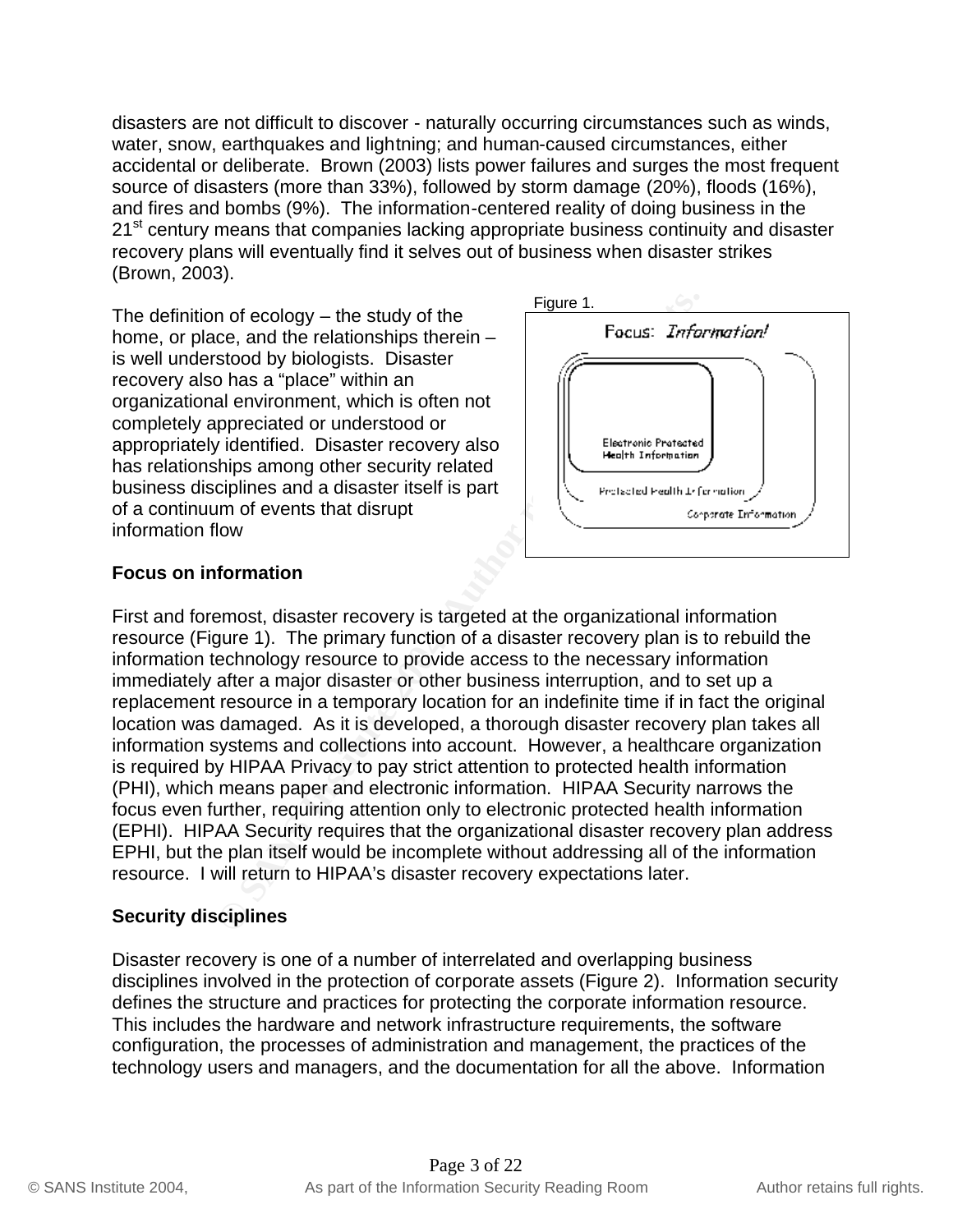disasters are not difficult to discover - naturally occurring circumstances such as winds, water, snow, earthquakes and lightning; and human-caused circumstances, either accidental or deliberate. Brown (2003) lists power failures and surges the most frequent source of disasters (more than 33%), followed by storm damage (20%), floods (16%), and fires and bombs (9%). The information-centered reality of doing business in the 21st century means that companies lacking appropriate business continuity and disaster recovery plans will eventually find it selves out of business when disaster strikes (Brown, 2003).

The definition of ecology – the study of the home, or place, and the relationships therein – is well understood by biologists. Disaster recovery also has a "place" within an organizational environment, which is often not completely appreciated or understood or appropriately identified. Disaster recovery also has relationships among other security related business disciplines and a disaster itself is part of a continuum of events that disrupt information flow

Figure 1.

Focus: *Information!*

Electronic Protected Health Information

Protected Health Information

Corporate Information

**Focus on information**

First and foremost, disaster recovery is targeted at the organizational information resource (Figure 1). The primary function of a disaster recovery plan is to rebuild the information technology resource to provide access to the necessary information immediately after a major disaster or other business interruption, and to set up a replacement resource in a temporary location for an indefinite time if in fact the original location was damaged. As it is developed, a thorough disaster recovery plan takes all information systems and collections into account. However, a healthcare organization is required by HIPAA Privacy to pay strict attention to protected health information (PHI), which means paper and electronic information. HIPAA Security narrows the focus even further, requiring attention only to electronic protected health information (EPHI). HIPAA Security requires that the organizational disaster recovery plan address EPHI, but the plan itself would be incomplete without addressing all of the information resource. I will return to HIPAA's disaster recovery expectations later.

**Security disciplines**

Disaster recovery is one of a number of interrelated and overlapping business disciplines involved in the protection of corporate assets (Figure 2). Information security defines the structure and practices for protecting the corporate information resource. This includes the hardware and network infrastructure requirements, the software configuration, the processes of administration and management, the practices of the technology users and managers, and the documentation for all the above. Information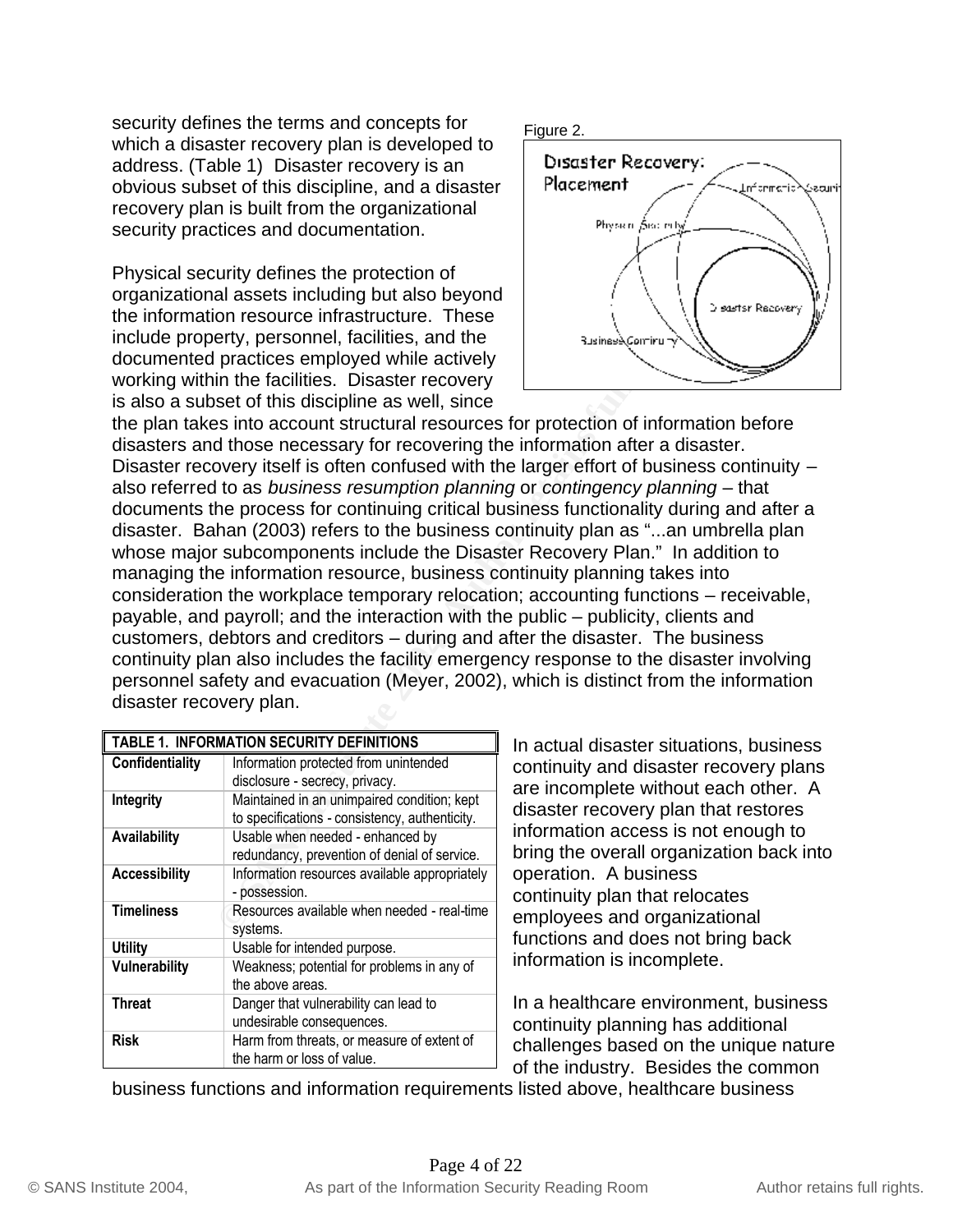security defines the terms and concepts for which a disaster recovery plan is developed to address. (Table 1) Disaster recovery is an obvious subset of this discipline, and a disaster recovery plan is built from the organizational security practices and documentation.

Physical security defines the protection of organizational assets including but also beyond the information resource infrastructure. These include property, personnel, facilities, and the documented practices employed while actively working within the facilities. Disaster recovery is also a subset of this discipline as well, since the plan takes into account structural resources for protection of information before disasters and those necessary for recovering the information after a disaster. Disaster recovery itself is often confused with the larger effort of business continuity – also referred to as *business resumption planning* or *contingency planning* – that documents the process for continuing critical business functionality during and after a disaster. Bahan (2003) refers to the business continuity plan as "...an umbrella plan whose major subcomponents include the Disaster Recovery Plan." In addition to managing the information resource, business continuity planning takes into consideration the workplace temporary relocation; accounting functions – receivable, payable, and payroll; and the interaction with the public – publicity, clients and customers, debtors and creditors – during and after the disaster. The business continuity plan also includes the facility emergency response to the disaster involving personnel safety and evacuation (Meyer, 2002), which is distinct from the information disaster recovery plan.

Figure 2.

| TABLE 1. INFORMATION SECURITY DEFINITIONS | |
|---|---|
| **Confidentiality** | Information protected from unintended disclosure - secrecy, privacy. |
| **Integrity** | Maintained in an unimpaired condition; kept to specifications - consistency, authenticity. |
| **Availability** | Usable when needed - enhanced by redundancy, prevention of denial of service. |
| **Accessibility** | Information resources available appropriately - possession. |
| **Timeliness** | Resources available when needed - real-time systems. |
| **Utility** | Usable for intended purpose. |
| **Vulnerability** | Weakness; potential for problems in any of the above areas. |
| **Threat** | Danger that vulnerability can lead to undesirable consequences. |
| **Risk** | Harm from threats, or measure of extent of the harm or loss of value. |

In actual disaster situations, business continuity and disaster recovery plans are incomplete without each other. A disaster recovery plan that restores information access is not enough to bring the overall organization back into operation. A business continuity plan that relocates employees and organizational functions and does not bring back information is incomplete.

In a healthcare environment, business continuity planning has additional challenges based on the unique nature of the industry. Besides the common business functions and information requirements listed above, healthcare business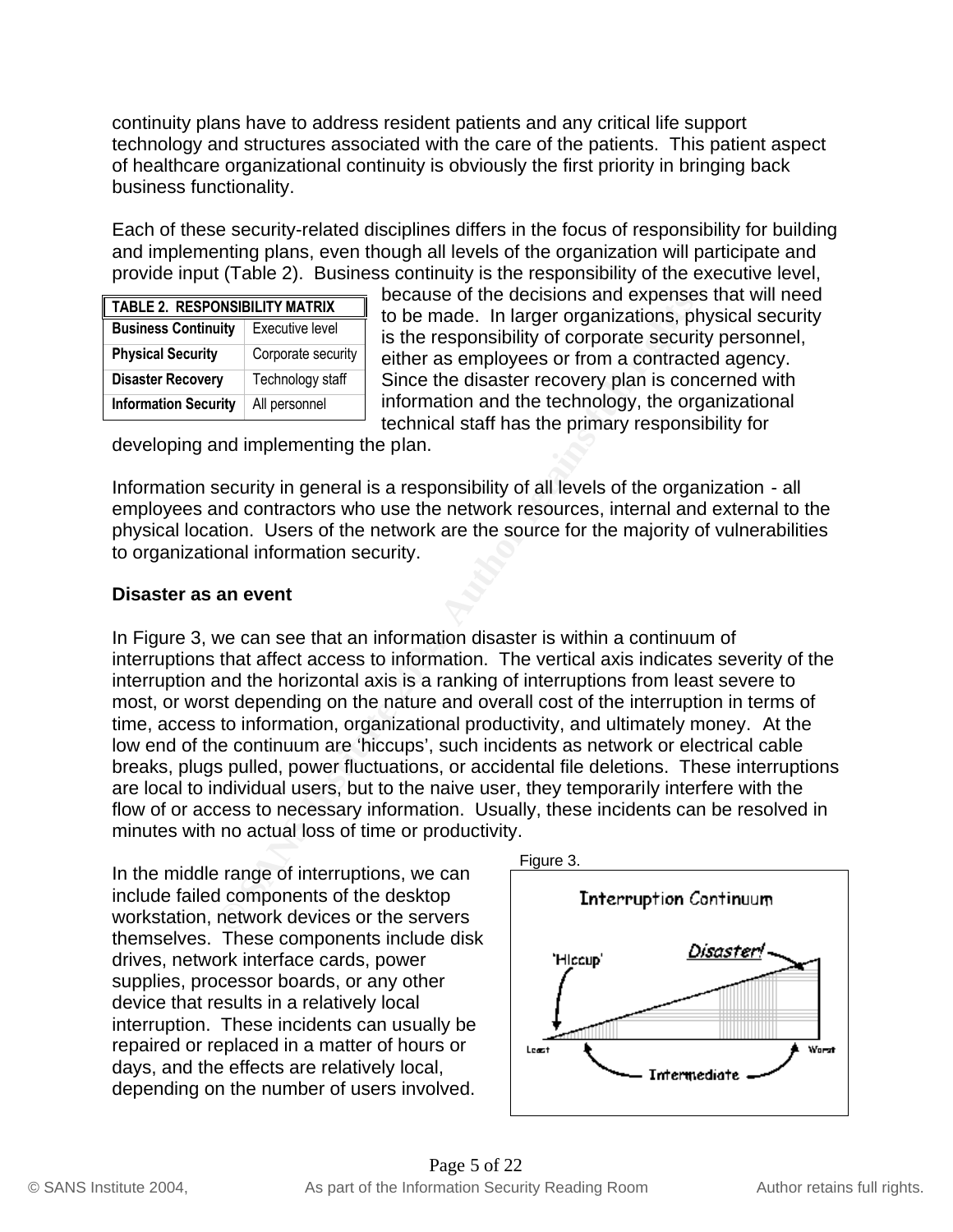continuity plans have to address resident patients and any critical life support technology and structures associated with the care of the patients. This patient aspect of healthcare organizational continuity is obviously the first priority in bringing back business functionality.

Each of these security-related disciplines differs in the focus of responsibility for building and implementing plans, even though all levels of the organization will participate and provide input (Table 2). Business continuity is the responsibility of the executive level, because of the decisions and expenses that will need to be made. In larger organizations, physical security is the responsibility of corporate security personnel, either as employees or from a contracted agency. Since the disaster recovery plan is concerned with information and the technology, the organizational technical staff has the primary responsibility for developing and implementing the plan.

| TABLE 2. RESPONSIBILITY MATRIX | |
|---|---|
| **Business Continuity** | Executive level |
| **Physical Security** | Corporate security |
| **Disaster Recovery** | Technology staff |
| **Information Security** | All personnel |

Information security in general is a responsibility of all levels of the organization - all employees and contractors who use the network resources, internal and external to the physical location. Users of the network are the source for the majority of vulnerabilities to organizational information security.

**Disaster as an event**

In Figure 3, we can see that an information disaster is within a continuum of interruptions that affect access to information. The vertical axis indicates severity of the interruption and the horizontal axis is a ranking of interruptions from least severe to most, or worst depending on the nature and overall cost of the interruption in terms of time, access to information, organizational productivity, and ultimately money. At the low end of the continuum are 'hiccups', such incidents as network or electrical cable breaks, plugs pulled, power fluctuations, or accidental file deletions. These interruptions are local to individual users, but to the naive user, they temporarily interfere with the flow of or access to necessary information. Usually, these incidents can be resolved in minutes with no actual loss of time or productivity.

In the middle range of interruptions, we can include failed components of the desktop workstation, network devices or the servers themselves. These components include disk drives, network interface cards, power supplies, processor boards, or any other device that results in a relatively local interruption. These incidents can usually be repaired or replaced in a matter of hours or days, and the effects are relatively local, depending on the number of users involved.

Figure 3.

Interruption Continuum

'Hiccup' — Disaster! — Least — Intermediate — Worst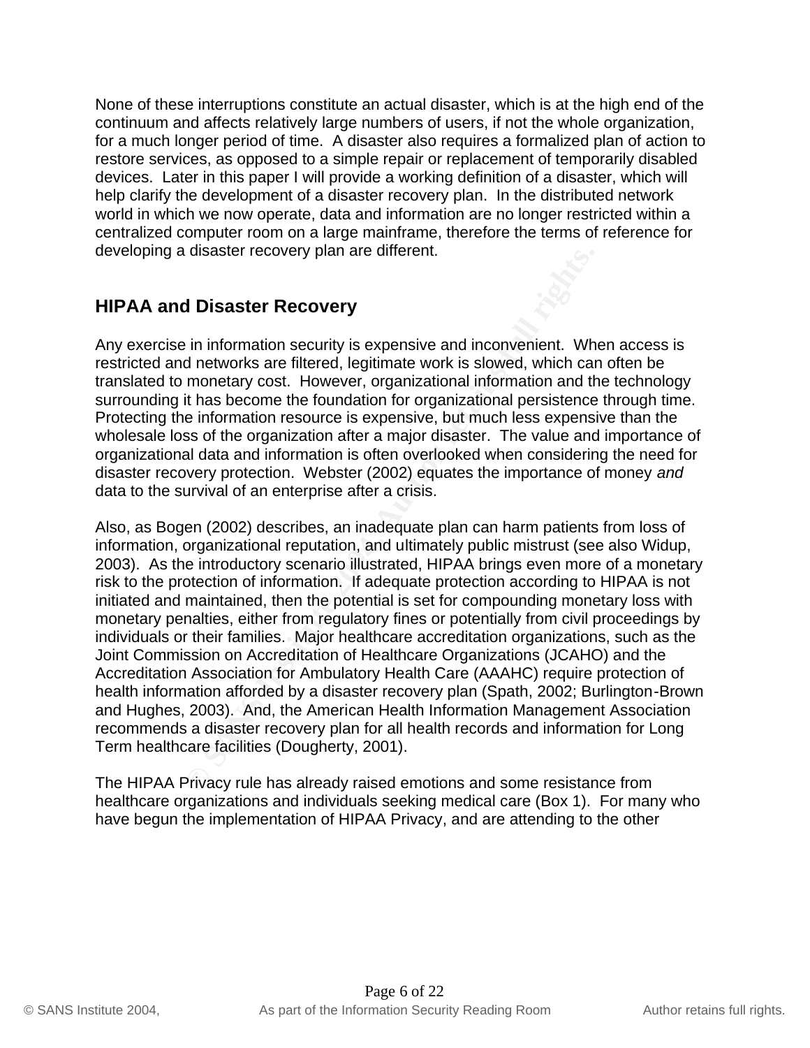None of these interruptions constitute an actual disaster, which is at the high end of the continuum and affects relatively large numbers of users, if not the whole organization, for a much longer period of time. A disaster also requires a formalized plan of action to restore services, as opposed to a simple repair or replacement of temporarily disabled devices. Later in this paper I will provide a working definition of a disaster, which will help clarify the development of a disaster recovery plan. In the distributed network world in which we now operate, data and information are no longer restricted within a centralized computer room on a large mainframe, therefore the terms of reference for developing a disaster recovery plan are different.

## HIPAA and Disaster Recovery

Any exercise in information security is expensive and inconvenient. When access is restricted and networks are filtered, legitimate work is slowed, which can often be translated to monetary cost. However, organizational information and the technology surrounding it has become the foundation for organizational persistence through time. Protecting the information resource is expensive, but much less expensive than the wholesale loss of the organization after a major disaster. The value and importance of organizational data and information is often overlooked when considering the need for disaster recovery protection. Webster (2002) equates the importance of money *and* data to the survival of an enterprise after a crisis.

Also, as Bogen (2002) describes, an inadequate plan can harm patients from loss of information, organizational reputation, and ultimately public mistrust (see also Widup, 2003). As the introductory scenario illustrated, HIPAA brings even more of a monetary risk to the protection of information. If adequate protection according to HIPAA is not initiated and maintained, then the potential is set for compounding monetary loss with monetary penalties, either from regulatory fines or potentially from civil proceedings by individuals or their families. Major healthcare accreditation organizations, such as the Joint Commission on Accreditation of Healthcare Organizations (JCAHO) and the Accreditation Association for Ambulatory Health Care (AAAHC) require protection of health information afforded by a disaster recovery plan (Spath, 2002; Burlington-Brown and Hughes, 2003). And, the American Health Information Management Association recommends a disaster recovery plan for all health records and information for Long Term healthcare facilities (Dougherty, 2001).

The HIPAA Privacy rule has already raised emotions and some resistance from healthcare organizations and individuals seeking medical care (Box 1). For many who have begun the implementation of HIPAA Privacy, and are attending to the other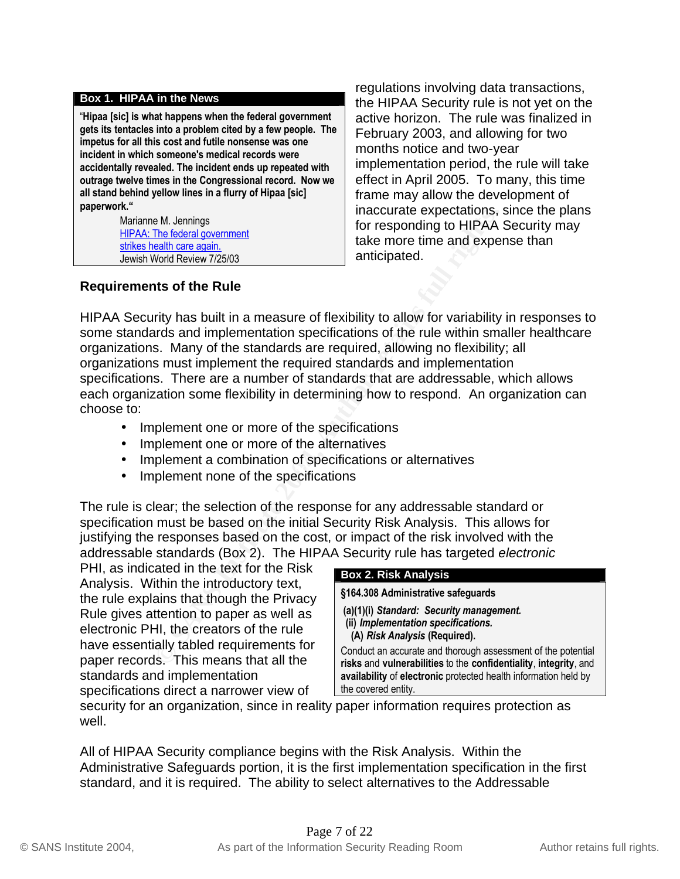**Box 1. HIPAA in the News**

"**Hipaa [sic] is what happens when the federal government gets its tentacles into a problem cited by a few people. The impetus for all this cost and futile nonsense was one incident in which someone's medical records were accidentally revealed. The incident ends up repeated with outrage twelve times in the Congressional record. Now we all stand behind yellow lines in a flurry of Hipaa [sic] paperwork.**"

Marianne M. Jennings
HIPAA: The federal government strikes health care again.
Jewish World Review 7/25/03

regulations involving data transactions, the HIPAA Security rule is not yet on the active horizon. The rule was finalized in February 2003, and allowing for two months notice and two-year implementation period, the rule will take effect in April 2005. To many, this time frame may allow the development of inaccurate expectations, since the plans for responding to HIPAA Security may take more time and expense than anticipated.

### Requirements of the Rule

HIPAA Security has built in a measure of flexibility to allow for variability in responses to some standards and implementation specifications of the rule within smaller healthcare organizations. Many of the standards are required, allowing no flexibility; all organizations must implement the required standards and implementation specifications. There are a number of standards that are addressable, which allows each organization some flexibility in determining how to respond. An organization can choose to:

- Implement one or more of the specifications
- Implement one or more of the alternatives
- Implement a combination of specifications or alternatives
- Implement none of the specifications

The rule is clear; the selection of the response for any addressable standard or specification must be based on the initial Security Risk Analysis. This allows for justifying the responses based on the cost, or impact of the risk involved with the addressable standards (Box 2). The HIPAA Security rule has targeted *electronic* PHI, as indicated in the text for the Risk Analysis. Within the introductory text, the rule explains that though the Privacy Rule gives attention to paper as well as electronic PHI, the creators of the rule have essentially tabled requirements for paper records. This means that all the standards and implementation specifications direct a narrower view of security for an organization, since in reality paper information requires protection as well.

**Box 2. Risk Analysis**

**§164.308 Administrative safeguards**

**(a)(1)(i)** ***Standard: Security management.***
**(ii)** ***Implementation specifications.***
**(A)** ***Risk Analysis*** **(Required).**

Conduct an accurate and thorough assessment of the potential **risks** and **vulnerabilities** to the **confidentiality**, **integrity**, and **availability** of **electronic** protected health information held by the covered entity.

All of HIPAA Security compliance begins with the Risk Analysis. Within the Administrative Safeguards portion, it is the first implementation specification in the first standard, and it is required. The ability to select alternatives to the Addressable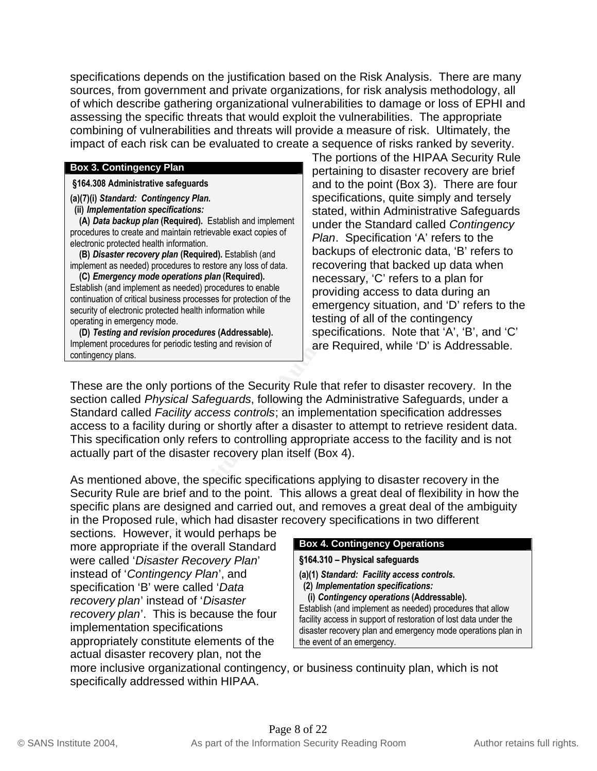specifications depends on the justification based on the Risk Analysis. There are many sources, from government and private organizations, for risk analysis methodology, all of which describe gathering organizational vulnerabilities to damage or loss of EPHI and assessing the specific threats that would exploit the vulnerabilities. The appropriate combining of vulnerabilities and threats will provide a measure of risk. Ultimately, the impact of each risk can be evaluated to create a sequence of risks ranked by severity.

**Box 3. Contingency Plan**

> **§164.308 Administrative safeguards**
>
> **(a)(7)(i)** ***Standard: Contingency Plan.***
> **(ii)** ***Implementation specifications:***
> **(A)** ***Data backup plan*** **(Required).** Establish and implement procedures to create and maintain retrievable exact copies of electronic protected health information.
> **(B)** ***Disaster recovery plan*** **(Required).** Establish (and implement as needed) procedures to restore any loss of data.
> **(C)** ***Emergency mode operations plan*** **(Required).** Establish (and implement as needed) procedures to enable continuation of critical business processes for protection of the security of electronic protected health information while operating in emergency mode.
> **(D)** ***Testing and revision procedures*** **(Addressable).** Implement procedures for periodic testing and revision of contingency plans.

The portions of the HIPAA Security Rule pertaining to disaster recovery are brief and to the point (Box 3). There are four specifications, quite simply and tersely stated, within Administrative Safeguards under the Standard called *Contingency Plan*. Specification 'A' refers to the backups of electronic data, 'B' refers to recovering that backed up data when necessary, 'C' refers to a plan for providing access to data during an emergency situation, and 'D' refers to the testing of all of the contingency specifications. Note that 'A', 'B', and 'C' are Required, while 'D' is Addressable.

These are the only portions of the Security Rule that refer to disaster recovery. In the section called *Physical Safeguards*, following the Administrative Safeguards, under a Standard called *Facility access controls*; an implementation specification addresses access to a facility during or shortly after a disaster to attempt to retrieve resident data. This specification only refers to controlling appropriate access to the facility and is not actually part of the disaster recovery plan itself (Box 4).

As mentioned above, the specific specifications applying to disaster recovery in the Security Rule are brief and to the point. This allows a great deal of flexibility in how the specific plans are designed and carried out, and removes a great deal of the ambiguity in the Proposed rule, which had disaster recovery specifications in two different sections. However, it would perhaps be more appropriate if the overall Standard were called '*Disaster Recovery Plan*' instead of '*Contingency Plan*', and specification 'B' were called '*Data recovery plan*' instead of '*Disaster recovery plan*'. This is because the four implementation specifications appropriately constitute elements of the actual disaster recovery plan, not the more inclusive organizational contingency, or business continuity plan, which is not specifically addressed within HIPAA.

**Box 4. Contingency Operations**

> **§164.310 – Physical safeguards**
>
> **(a)(1)** ***Standard: Facility access controls.***
> **(2)** ***Implementation specifications:***
> **(i)** ***Contingency operations*** **(Addressable).**
> Establish (and implement as needed) procedures that allow facility access in support of restoration of lost data under the disaster recovery plan and emergency mode operations plan in the event of an emergency.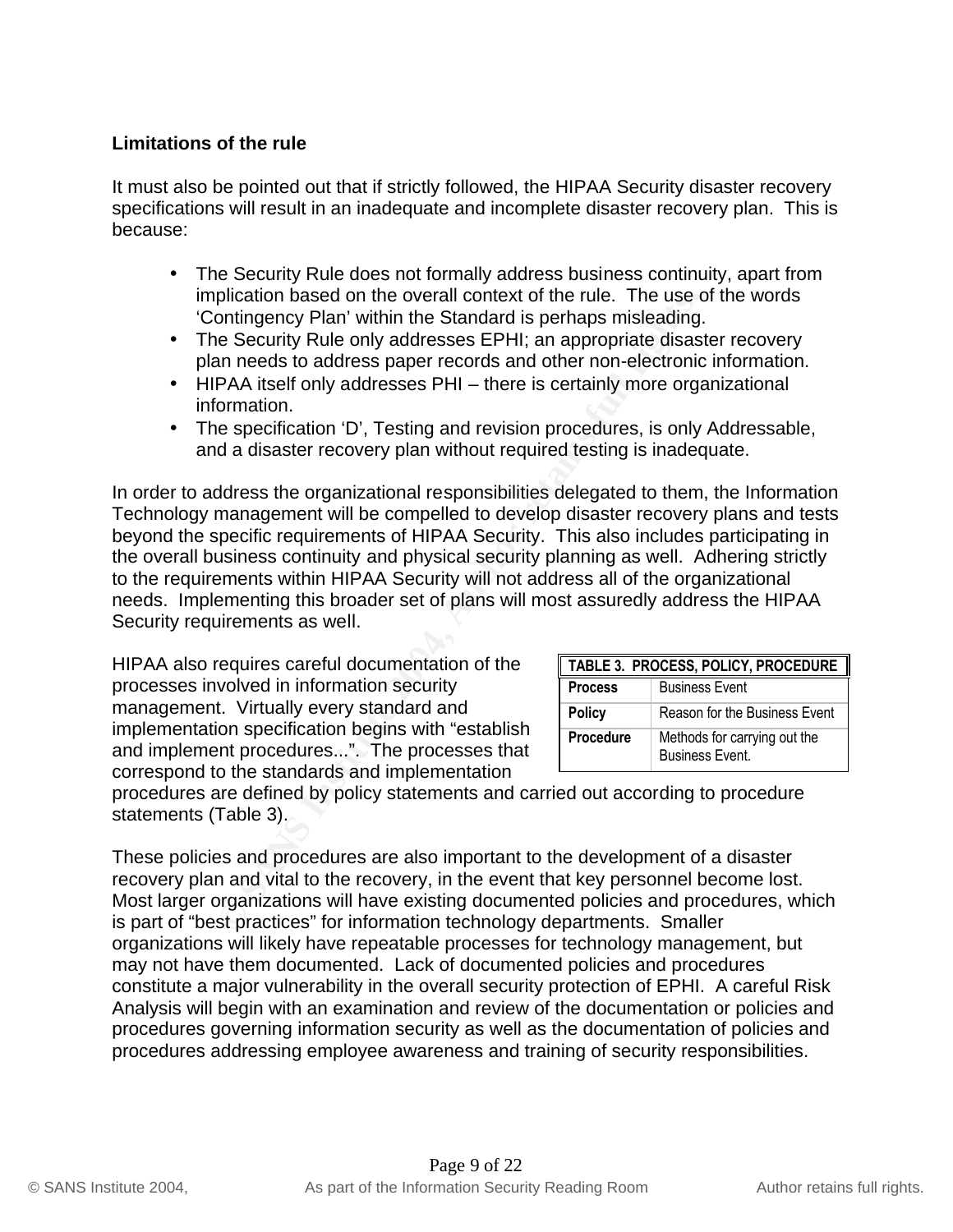### Limitations of the rule

It must also be pointed out that if strictly followed, the HIPAA Security disaster recovery specifications will result in an inadequate and incomplete disaster recovery plan. This is because:

- The Security Rule does not formally address business continuity, apart from implication based on the overall context of the rule. The use of the words 'Contingency Plan' within the Standard is perhaps misleading.
- The Security Rule only addresses EPHI; an appropriate disaster recovery plan needs to address paper records and other non-electronic information.
- HIPAA itself only addresses PHI – there is certainly more organizational information.
- The specification 'D', Testing and revision procedures, is only Addressable, and a disaster recovery plan without required testing is inadequate.

In order to address the organizational responsibilities delegated to them, the Information Technology management will be compelled to develop disaster recovery plans and tests beyond the specific requirements of HIPAA Security. This also includes participating in the overall business continuity and physical security planning as well. Adhering strictly to the requirements within HIPAA Security will not address all of the organizational needs. Implementing this broader set of plans will most assuredly address the HIPAA Security requirements as well.

HIPAA also requires careful documentation of the processes involved in information security management. Virtually every standard and implementation specification begins with "establish and implement procedures...". The processes that correspond to the standards and implementation procedures are defined by policy statements and carried out according to procedure statements (Table 3).

| TABLE 3. PROCESS, POLICY, PROCEDURE | |
|---|---|
| **Process** | Business Event |
| **Policy** | Reason for the Business Event |
| **Procedure** | Methods for carrying out the Business Event. |

These policies and procedures are also important to the development of a disaster recovery plan and vital to the recovery, in the event that key personnel become lost. Most larger organizations will have existing documented policies and procedures, which is part of "best practices" for information technology departments. Smaller organizations will likely have repeatable processes for technology management, but may not have them documented. Lack of documented policies and procedures constitute a major vulnerability in the overall security protection of EPHI. A careful Risk Analysis will begin with an examination and review of the documentation or policies and procedures governing information security as well as the documentation of policies and procedures addressing employee awareness and training of security responsibilities.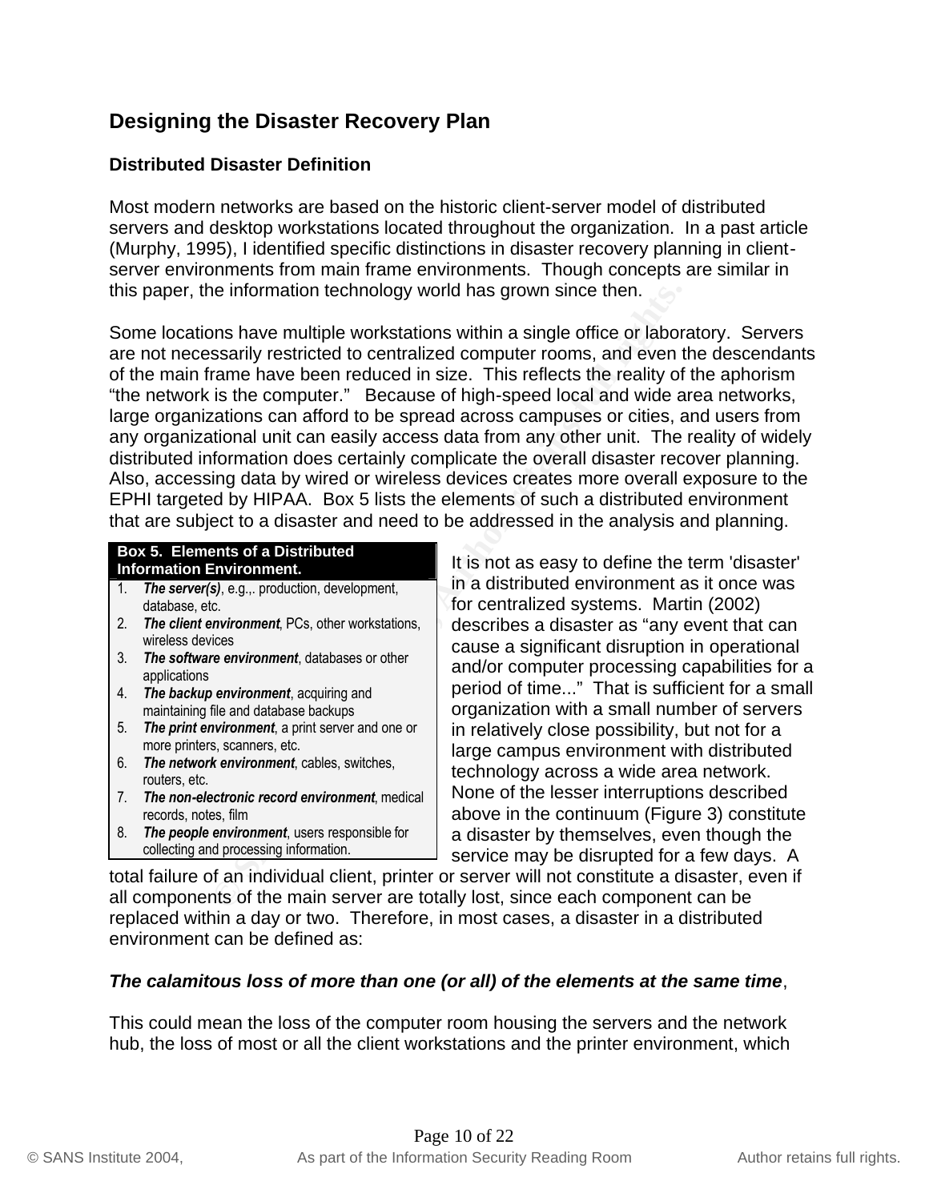## Designing the Disaster Recovery Plan

### Distributed Disaster Definition

Most modern networks are based on the historic client-server model of distributed servers and desktop workstations located throughout the organization. In a past article (Murphy, 1995), I identified specific distinctions in disaster recovery planning in client-server environments from main frame environments. Though concepts are similar in this paper, the information technology world has grown since then.

Some locations have multiple workstations within a single office or laboratory. Servers are not necessarily restricted to centralized computer rooms, and even the descendants of the main frame have been reduced in size. This reflects the reality of the aphorism "the network is the computer." Because of high-speed local and wide area networks, large organizations can afford to be spread across campuses or cities, and users from any organizational unit can easily access data from any other unit. The reality of widely distributed information does certainly complicate the overall disaster recover planning. Also, accessing data by wired or wireless devices creates more overall exposure to the EPHI targeted by HIPAA. Box 5 lists the elements of such a distributed environment that are subject to a disaster and need to be addressed in the analysis and planning.

**Box 5. Elements of a Distributed Information Environment.**

1. ***The server(s)***, e.g.,. production, development, database, etc.
2. ***The client environment***, PCs, other workstations, wireless devices
3. ***The software environment***, databases or other applications
4. ***The backup environment***, acquiring and maintaining file and database backups
5. ***The print environment***, a print server and one or more printers, scanners, etc.
6. ***The network environment***, cables, switches, routers, etc.
7. ***The non-electronic record environment***, medical records, notes, film
8. ***The people environment***, users responsible for collecting and processing information.

It is not as easy to define the term 'disaster' in a distributed environment as it once was for centralized systems. Martin (2002) describes a disaster as "any event that can cause a significant disruption in operational and/or computer processing capabilities for a period of time..." That is sufficient for a small organization with a small number of servers in relatively close possibility, but not for a large campus environment with distributed technology across a wide area network. None of the lesser interruptions described above in the continuum (Figure 3) constitute a disaster by themselves, even though the service may be disrupted for a few days. A total failure of an individual client, printer or server will not constitute a disaster, even if all components of the main server are totally lost, since each component can be replaced within a day or two. Therefore, in most cases, a disaster in a distributed environment can be defined as:

***The calamitous loss of more than one (or all) of the elements at the same time***,

This could mean the loss of the computer room housing the servers and the network hub, the loss of most or all the client workstations and the printer environment, which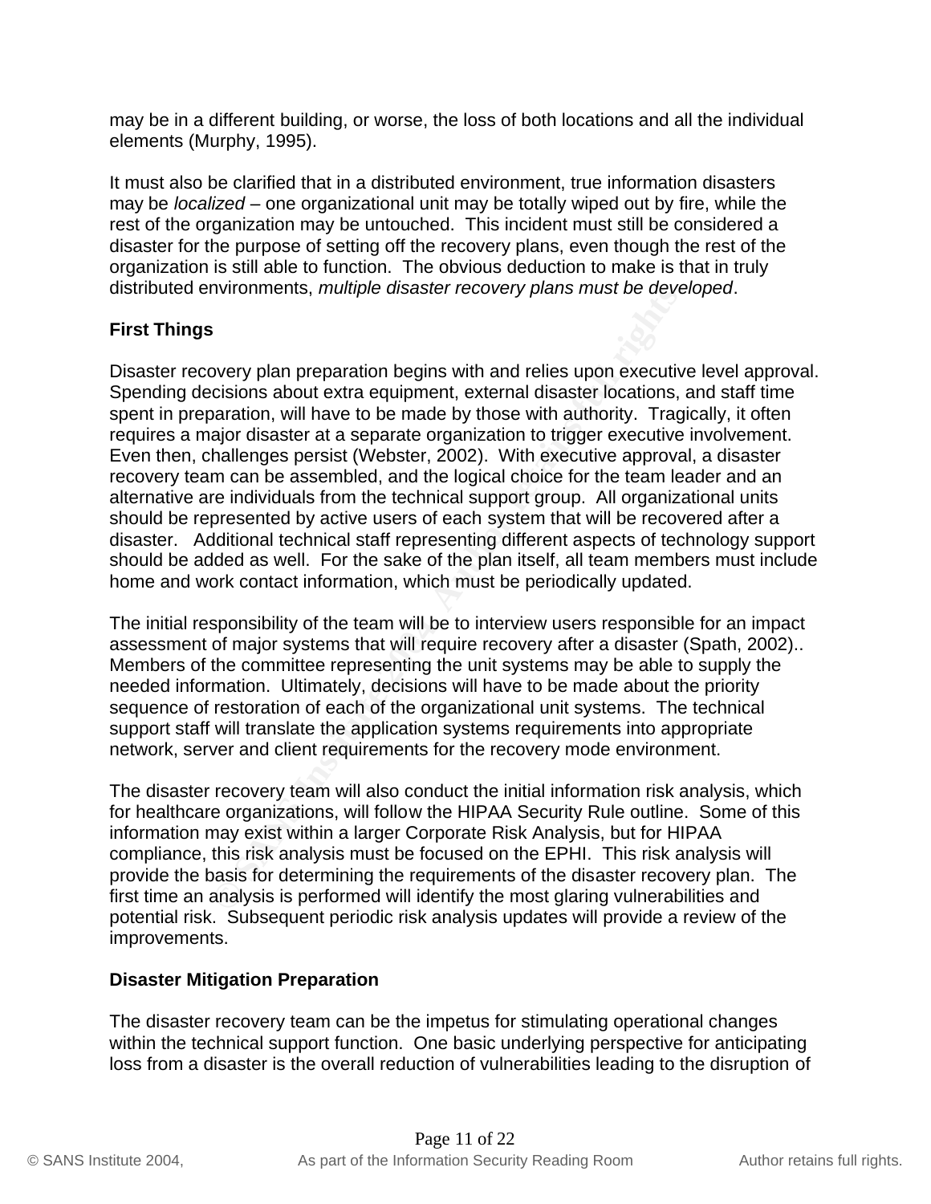may be in a different building, or worse, the loss of both locations and all the individual elements (Murphy, 1995).

It must also be clarified that in a distributed environment, true information disasters may be *localized* – one organizational unit may be totally wiped out by fire, while the rest of the organization may be untouched. This incident must still be considered a disaster for the purpose of setting off the recovery plans, even though the rest of the organization is still able to function. The obvious deduction to make is that in truly distributed environments, *multiple disaster recovery plans must be developed*.

**First Things**

Disaster recovery plan preparation begins with and relies upon executive level approval. Spending decisions about extra equipment, external disaster locations, and staff time spent in preparation, will have to be made by those with authority. Tragically, it often requires a major disaster at a separate organization to trigger executive involvement. Even then, challenges persist (Webster, 2002). With executive approval, a disaster recovery team can be assembled, and the logical choice for the team leader and an alternative are individuals from the technical support group. All organizational units should be represented by active users of each system that will be recovered after a disaster. Additional technical staff representing different aspects of technology support should be added as well. For the sake of the plan itself, all team members must include home and work contact information, which must be periodically updated.

The initial responsibility of the team will be to interview users responsible for an impact assessment of major systems that will require recovery after a disaster (Spath, 2002).. Members of the committee representing the unit systems may be able to supply the needed information. Ultimately, decisions will have to be made about the priority sequence of restoration of each of the organizational unit systems. The technical support staff will translate the application systems requirements into appropriate network, server and client requirements for the recovery mode environment.

The disaster recovery team will also conduct the initial information risk analysis, which for healthcare organizations, will follow the HIPAA Security Rule outline. Some of this information may exist within a larger Corporate Risk Analysis, but for HIPAA compliance, this risk analysis must be focused on the EPHI. This risk analysis will provide the basis for determining the requirements of the disaster recovery plan. The first time an analysis is performed will identify the most glaring vulnerabilities and potential risk. Subsequent periodic risk analysis updates will provide a review of the improvements.

**Disaster Mitigation Preparation**

The disaster recovery team can be the impetus for stimulating operational changes within the technical support function. One basic underlying perspective for anticipating loss from a disaster is the overall reduction of vulnerabilities leading to the disruption of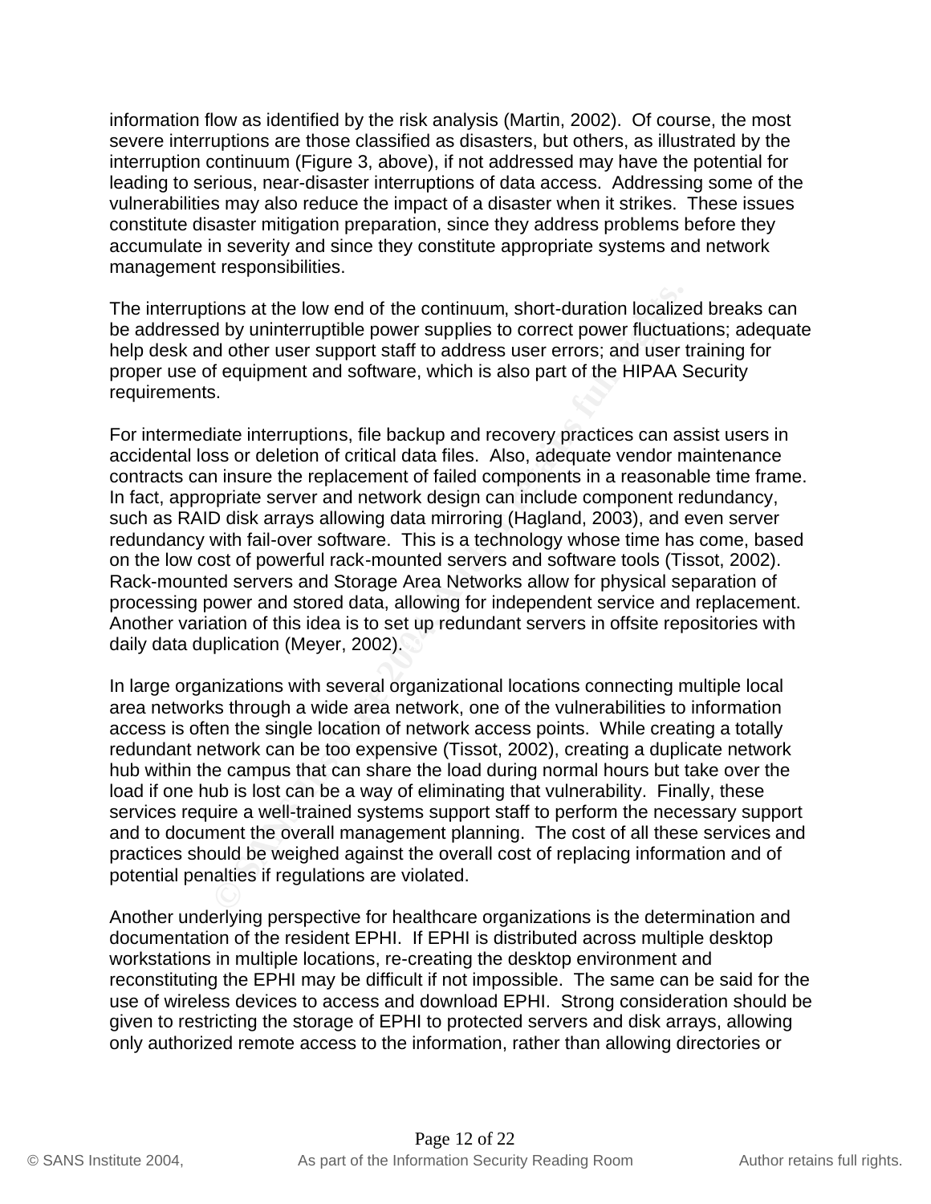information flow as identified by the risk analysis (Martin, 2002). Of course, the most severe interruptions are those classified as disasters, but others, as illustrated by the interruption continuum (Figure 3, above), if not addressed may have the potential for leading to serious, near-disaster interruptions of data access. Addressing some of the vulnerabilities may also reduce the impact of a disaster when it strikes. These issues constitute disaster mitigation preparation, since they address problems before they accumulate in severity and since they constitute appropriate systems and network management responsibilities.

The interruptions at the low end of the continuum, short-duration localized breaks can be addressed by uninterruptible power supplies to correct power fluctuations; adequate help desk and other user support staff to address user errors; and user training for proper use of equipment and software, which is also part of the HIPAA Security requirements.

For intermediate interruptions, file backup and recovery practices can assist users in accidental loss or deletion of critical data files. Also, adequate vendor maintenance contracts can insure the replacement of failed components in a reasonable time frame. In fact, appropriate server and network design can include component redundancy, such as RAID disk arrays allowing data mirroring (Hagland, 2003), and even server redundancy with fail-over software. This is a technology whose time has come, based on the low cost of powerful rack-mounted servers and software tools (Tissot, 2002). Rack-mounted servers and Storage Area Networks allow for physical separation of processing power and stored data, allowing for independent service and replacement. Another variation of this idea is to set up redundant servers in offsite repositories with daily data duplication (Meyer, 2002).

In large organizations with several organizational locations connecting multiple local area networks through a wide area network, one of the vulnerabilities to information access is often the single location of network access points. While creating a totally redundant network can be too expensive (Tissot, 2002), creating a duplicate network hub within the campus that can share the load during normal hours but take over the load if one hub is lost can be a way of eliminating that vulnerability. Finally, these services require a well-trained systems support staff to perform the necessary support and to document the overall management planning. The cost of all these services and practices should be weighed against the overall cost of replacing information and of potential penalties if regulations are violated.

Another underlying perspective for healthcare organizations is the determination and documentation of the resident EPHI. If EPHI is distributed across multiple desktop workstations in multiple locations, re-creating the desktop environment and reconstituting the EPHI may be difficult if not impossible. The same can be said for the use of wireless devices to access and download EPHI. Strong consideration should be given to restricting the storage of EPHI to protected servers and disk arrays, allowing only authorized remote access to the information, rather than allowing directories or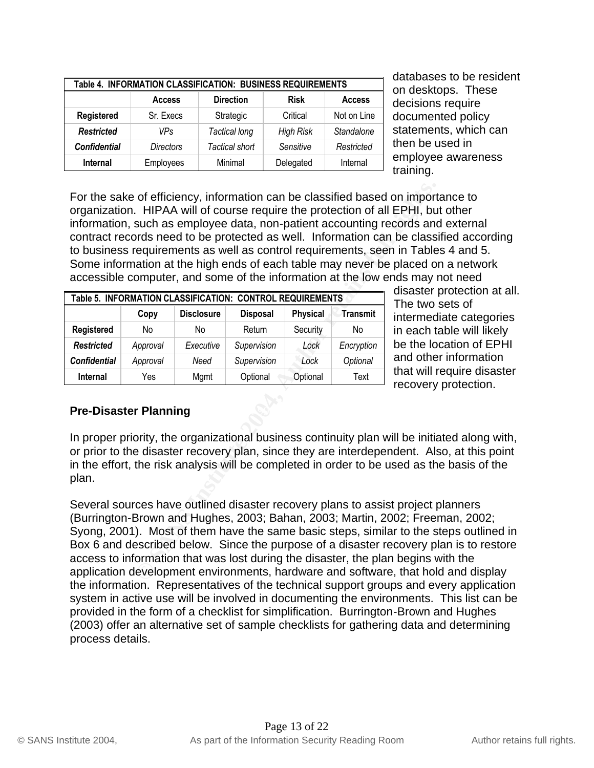| Table 4. INFORMATION CLASSIFICATION: BUSINESS REQUIREMENTS | | | | |
|---|---|---|---|---|
| | **Access** | **Direction** | **Risk** | **Access** |
| **Registered** | Sr. Execs | Strategic | Critical | Not on Line |
| ***Restricted*** | *VPs* | *Tactical long* | *High Risk* | *Standalone* |
| ***Confidential*** | *Directors* | *Tactical short* | *Sensitive* | *Restricted* |
| **Internal** | Employees | Minimal | Delegated | Internal |

databases to be resident on desktops. These decisions require documented policy statements, which can then be used in employee awareness training.

For the sake of efficiency, information can be classified based on importance to organization. HIPAA will of course require the protection of all EPHI, but other information, such as employee data, non-patient accounting records and external contract records need to be protected as well. Information can be classified according to business requirements as well as control requirements, seen in Tables 4 and 5. Some information at the high ends of each table may never be placed on a network accessible computer, and some of the information at the low ends may not need disaster protection at all. The two sets of intermediate categories in each table will likely be the location of EPHI and other information that will require disaster recovery protection.

| Table 5. INFORMATION CLASSIFICATION: CONTROL REQUIREMENTS | | | | | |
|---|---|---|---|---|---|
| | **Copy** | **Disclosure** | **Disposal** | **Physical** | **Transmit** |
| **Registered** | No | No | Return | Security | No |
| ***Restricted*** | *Approval* | *Executive* | *Supervision* | *Lock* | *Encryption* |
| ***Confidential*** | *Approval* | *Need* | *Supervision* | *Lock* | *Optional* |
| **Internal** | Yes | Mgmt | Optional | Optional | Text |

### Pre-Disaster Planning

In proper priority, the organizational business continuity plan will be initiated along with, or prior to the disaster recovery plan, since they are interdependent. Also, at this point in the effort, the risk analysis will be completed in order to be used as the basis of the plan.

Several sources have outlined disaster recovery plans to assist project planners (Burrington-Brown and Hughes, 2003; Bahan, 2003; Martin, 2002; Freeman, 2002; Syong, 2001). Most of them have the same basic steps, similar to the steps outlined in Box 6 and described below. Since the purpose of a disaster recovery plan is to restore access to information that was lost during the disaster, the plan begins with the application development environments, hardware and software, that hold and display the information. Representatives of the technical support groups and every application system in active use will be involved in documenting the environments. This list can be provided in the form of a checklist for simplification. Burrington-Brown and Hughes (2003) offer an alternative set of sample checklists for gathering data and determining process details.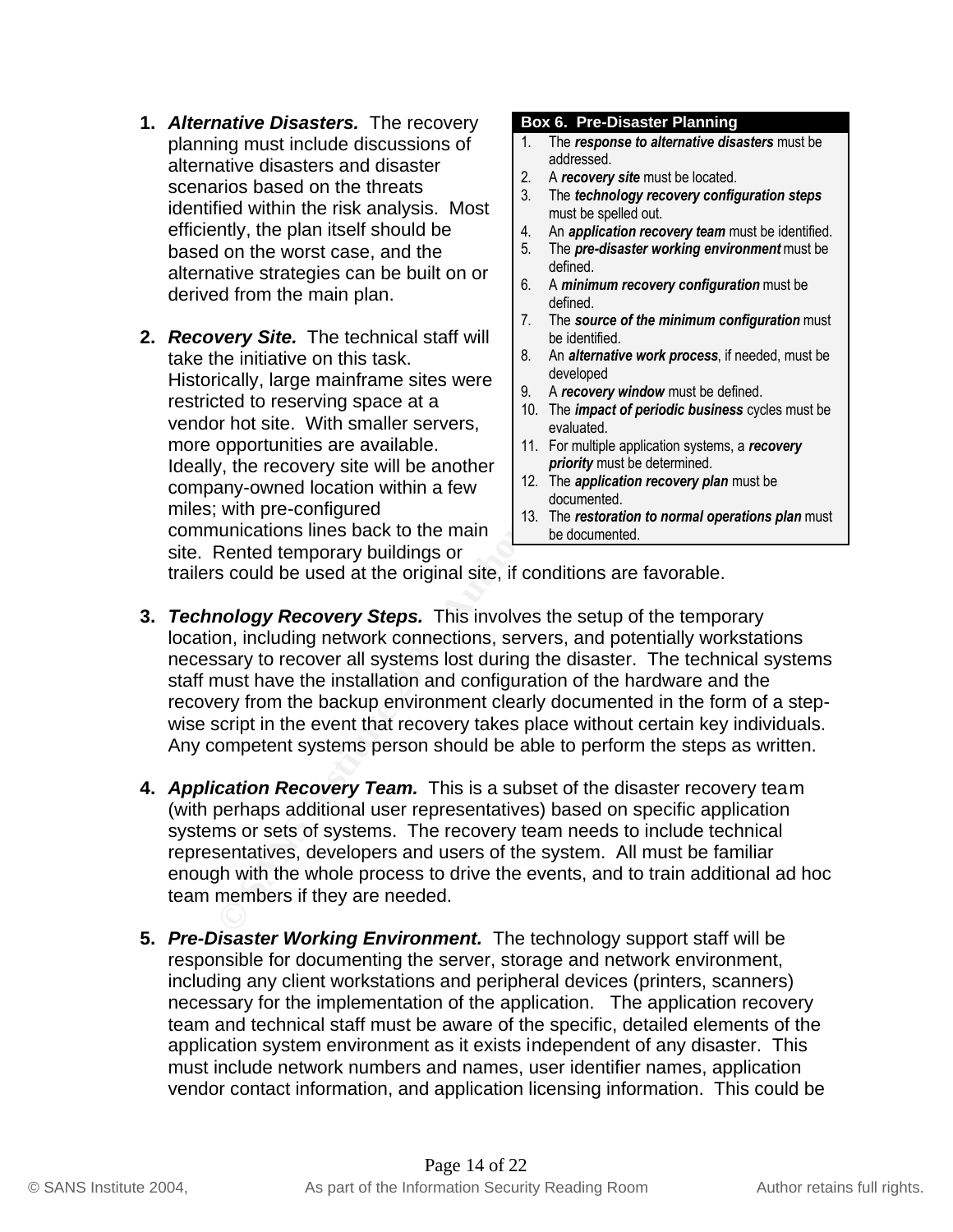**Box 6. Pre-Disaster Planning**

1. The ***response to alternative disasters*** must be addressed.
2. A ***recovery site*** must be located.
3. The ***technology recovery configuration steps*** must be spelled out.
4. An ***application recovery team*** must be identified.
5. The ***pre-disaster working environment*** must be defined.
6. A ***minimum recovery configuration*** must be defined.
7. The ***source of the minimum configuration*** must be identified.
8. An ***alternative work process***, if needed, must be developed
9. A ***recovery window*** must be defined.
10. The ***impact of periodic business*** cycles must be evaluated.
11. For multiple application systems, a ***recovery priority*** must be determined.
12. The ***application recovery plan*** must be documented.
13. The ***restoration to normal operations plan*** must be documented.

1. ***Alternative Disasters.*** The recovery planning must include discussions of alternative disasters and disaster scenarios based on the threats identified within the risk analysis. Most efficiently, the plan itself should be based on the worst case, and the alternative strategies can be built on or derived from the main plan.

2. ***Recovery Site.*** The technical staff will take the initiative on this task. Historically, large mainframe sites were restricted to reserving space at a vendor hot site. With smaller servers, more opportunities are available. Ideally, the recovery site will be another company-owned location within a few miles; with pre-configured communications lines back to the main site. Rented temporary buildings or trailers could be used at the original site, if conditions are favorable.

3. ***Technology Recovery Steps.*** This involves the setup of the temporary location, including network connections, servers, and potentially workstations necessary to recover all systems lost during the disaster. The technical systems staff must have the installation and configuration of the hardware and the recovery from the backup environment clearly documented in the form of a step-wise script in the event that recovery takes place without certain key individuals. Any competent systems person should be able to perform the steps as written.

4. ***Application Recovery Team.*** This is a subset of the disaster recovery team (with perhaps additional user representatives) based on specific application systems or sets of systems. The recovery team needs to include technical representatives, developers and users of the system. All must be familiar enough with the whole process to drive the events, and to train additional ad hoc team members if they are needed.

5. ***Pre-Disaster Working Environment.*** The technology support staff will be responsible for documenting the server, storage and network environment, including any client workstations and peripheral devices (printers, scanners) necessary for the implementation of the application. The application recovery team and technical staff must be aware of the specific, detailed elements of the application system environment as it exists independent of any disaster. This must include network numbers and names, user identifier names, application vendor contact information, and application licensing information. This could be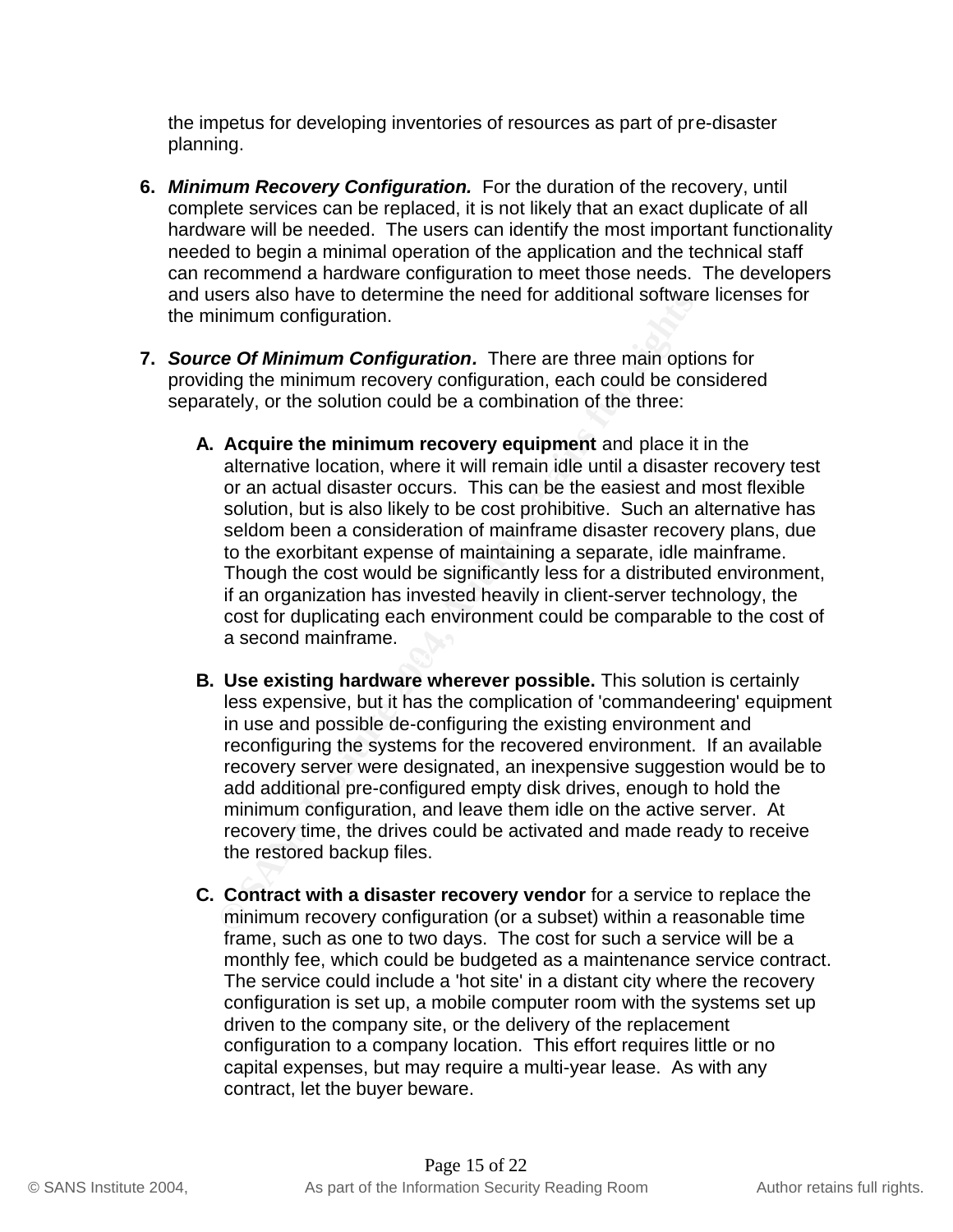the impetus for developing inventories of resources as part of pre-disaster planning.

6. ***Minimum Recovery Configuration.*** For the duration of the recovery, until complete services can be replaced, it is not likely that an exact duplicate of all hardware will be needed. The users can identify the most important functionality needed to begin a minimal operation of the application and the technical staff can recommend a hardware configuration to meet those needs. The developers and users also have to determine the need for additional software licenses for the minimum configuration.

7. ***Source Of Minimum Configuration.*** There are three main options for providing the minimum recovery configuration, each could be considered separately, or the solution could be a combination of the three:

   A. **Acquire the minimum recovery equipment** and place it in the alternative location, where it will remain idle until a disaster recovery test or an actual disaster occurs. This can be the easiest and most flexible solution, but is also likely to be cost prohibitive. Such an alternative has seldom been a consideration of mainframe disaster recovery plans, due to the exorbitant expense of maintaining a separate, idle mainframe. Though the cost would be significantly less for a distributed environment, if an organization has invested heavily in client-server technology, the cost for duplicating each environment could be comparable to the cost of a second mainframe.

   B. **Use existing hardware wherever possible.** This solution is certainly less expensive, but it has the complication of 'commandeering' equipment in use and possible de-configuring the existing environment and reconfiguring the systems for the recovered environment. If an available recovery server were designated, an inexpensive suggestion would be to add additional pre-configured empty disk drives, enough to hold the minimum configuration, and leave them idle on the active server. At recovery time, the drives could be activated and made ready to receive the restored backup files.

   C. **Contract with a disaster recovery vendor** for a service to replace the minimum recovery configuration (or a subset) within a reasonable time frame, such as one to two days. The cost for such a service will be a monthly fee, which could be budgeted as a maintenance service contract. The service could include a 'hot site' in a distant city where the recovery configuration is set up, a mobile computer room with the systems set up driven to the company site, or the delivery of the replacement configuration to a company location. This effort requires little or no capital expenses, but may require a multi-year lease. As with any contract, let the buyer beware.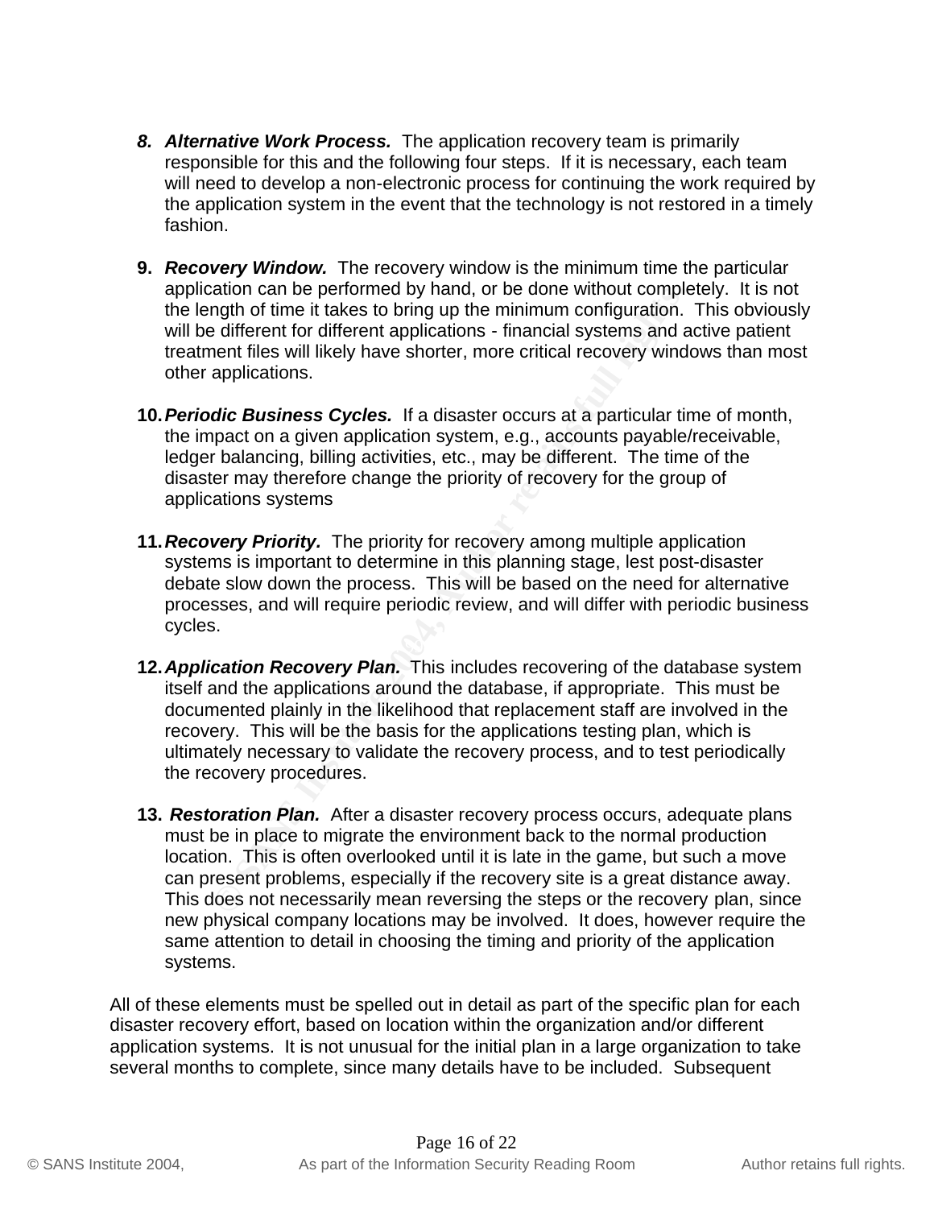8. ***Alternative Work Process.*** The application recovery team is primarily responsible for this and the following four steps. If it is necessary, each team will need to develop a non-electronic process for continuing the work required by the application system in the event that the technology is not restored in a timely fashion.

9. ***Recovery Window.*** The recovery window is the minimum time the particular application can be performed by hand, or be done without completely. It is not the length of time it takes to bring up the minimum configuration. This obviously will be different for different applications - financial systems and active patient treatment files will likely have shorter, more critical recovery windows than most other applications.

10. ***Periodic Business Cycles.*** If a disaster occurs at a particular time of month, the impact on a given application system, e.g., accounts payable/receivable, ledger balancing, billing activities, etc., may be different. The time of the disaster may therefore change the priority of recovery for the group of applications systems

11. ***Recovery Priority.*** The priority for recovery among multiple application systems is important to determine in this planning stage, lest post-disaster debate slow down the process. This will be based on the need for alternative processes, and will require periodic review, and will differ with periodic business cycles.

12. ***Application Recovery Plan.*** This includes recovering of the database system itself and the applications around the database, if appropriate. This must be documented plainly in the likelihood that replacement staff are involved in the recovery. This will be the basis for the applications testing plan, which is ultimately necessary to validate the recovery process, and to test periodically the recovery procedures.

13. ***Restoration Plan.*** After a disaster recovery process occurs, adequate plans must be in place to migrate the environment back to the normal production location. This is often overlooked until it is late in the game, but such a move can present problems, especially if the recovery site is a great distance away. This does not necessarily mean reversing the steps or the recovery plan, since new physical company locations may be involved. It does, however require the same attention to detail in choosing the timing and priority of the application systems.

All of these elements must be spelled out in detail as part of the specific plan for each disaster recovery effort, based on location within the organization and/or different application systems. It is not unusual for the initial plan in a large organization to take several months to complete, since many details have to be included. Subsequent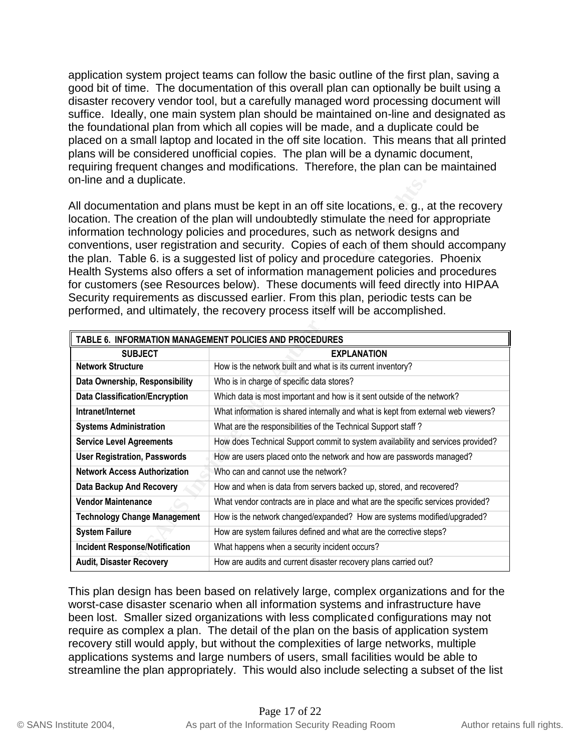application system project teams can follow the basic outline of the first plan, saving a good bit of time. The documentation of this overall plan can optionally be built using a disaster recovery vendor tool, but a carefully managed word processing document will suffice. Ideally, one main system plan should be maintained on-line and designated as the foundational plan from which all copies will be made, and a duplicate could be placed on a small laptop and located in the off site location. This means that all printed plans will be considered unofficial copies. The plan will be a dynamic document, requiring frequent changes and modifications. Therefore, the plan can be maintained on-line and a duplicate.

All documentation and plans must be kept in an off site locations, e. g., at the recovery location. The creation of the plan will undoubtedly stimulate the need for appropriate information technology policies and procedures, such as network designs and conventions, user registration and security. Copies of each of them should accompany the plan. Table 6. is a suggested list of policy and procedure categories. Phoenix Health Systems also offers a set of information management policies and procedures for customers (see Resources below). These documents will feed directly into HIPAA Security requirements as discussed earlier. From this plan, periodic tests can be performed, and ultimately, the recovery process itself will be accomplished.

**TABLE 6. INFORMATION MANAGEMENT POLICIES AND PROCEDURES**

| SUBJECT | EXPLANATION |
|---|---|
| **Network Structure** | How is the network built and what is its current inventory? |
| **Data Ownership, Responsibility** | Who is in charge of specific data stores? |
| **Data Classification/Encryption** | Which data is most important and how is it sent outside of the network? |
| **Intranet/Internet** | What information is shared internally and what is kept from external web viewers? |
| **Systems Administration** | What are the responsibilities of the Technical Support staff ? |
| **Service Level Agreements** | How does Technical Support commit to system availability and services provided? |
| **User Registration, Passwords** | How are users placed onto the network and how are passwords managed? |
| **Network Access Authorization** | Who can and cannot use the network? |
| **Data Backup And Recovery** | How and when is data from servers backed up, stored, and recovered? |
| **Vendor Maintenance** | What vendor contracts are in place and what are the specific services provided? |
| **Technology Change Management** | How is the network changed/expanded? How are systems modified/upgraded? |
| **System Failure** | How are system failures defined and what are the corrective steps? |
| **Incident Response/Notification** | What happens when a security incident occurs? |
| **Audit, Disaster Recovery** | How are audits and current disaster recovery plans carried out? |

This plan design has been based on relatively large, complex organizations and for the worst-case disaster scenario when all information systems and infrastructure have been lost. Smaller sized organizations with less complicated configurations may not require as complex a plan. The detail of the plan on the basis of application system recovery still would apply, but without the complexities of large networks, multiple applications systems and large numbers of users, small facilities would be able to streamline the plan appropriately. This would also include selecting a subset of the list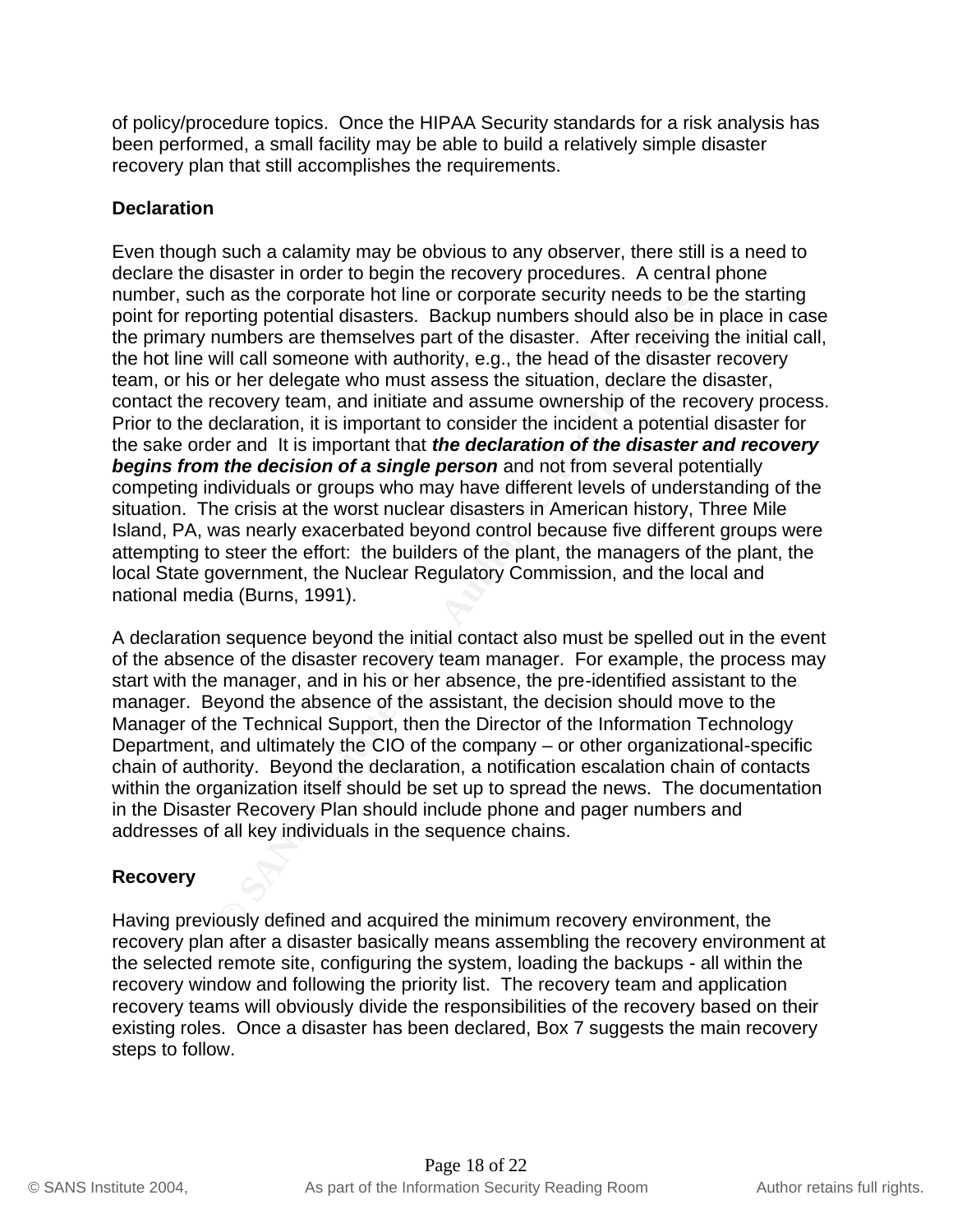of policy/procedure topics. Once the HIPAA Security standards for a risk analysis has been performed, a small facility may be able to build a relatively simple disaster recovery plan that still accomplishes the requirements.

**Declaration**

Even though such a calamity may be obvious to any observer, there still is a need to declare the disaster in order to begin the recovery procedures. A central phone number, such as the corporate hot line or corporate security needs to be the starting point for reporting potential disasters. Backup numbers should also be in place in case the primary numbers are themselves part of the disaster. After receiving the initial call, the hot line will call someone with authority, e.g., the head of the disaster recovery team, or his or her delegate who must assess the situation, declare the disaster, contact the recovery team, and initiate and assume ownership of the recovery process. Prior to the declaration, it is important to consider the incident a potential disaster for the sake order and It is important that ***the declaration of the disaster and recovery begins from the decision of a single person*** and not from several potentially competing individuals or groups who may have different levels of understanding of the situation. The crisis at the worst nuclear disasters in American history, Three Mile Island, PA, was nearly exacerbated beyond control because five different groups were attempting to steer the effort: the builders of the plant, the managers of the plant, the local State government, the Nuclear Regulatory Commission, and the local and national media (Burns, 1991).

A declaration sequence beyond the initial contact also must be spelled out in the event of the absence of the disaster recovery team manager. For example, the process may start with the manager, and in his or her absence, the pre-identified assistant to the manager. Beyond the absence of the assistant, the decision should move to the Manager of the Technical Support, then the Director of the Information Technology Department, and ultimately the CIO of the company – or other organizational-specific chain of authority. Beyond the declaration, a notification escalation chain of contacts within the organization itself should be set up to spread the news. The documentation in the Disaster Recovery Plan should include phone and pager numbers and addresses of all key individuals in the sequence chains.

**Recovery**

Having previously defined and acquired the minimum recovery environment, the recovery plan after a disaster basically means assembling the recovery environment at the selected remote site, configuring the system, loading the backups - all within the recovery window and following the priority list. The recovery team and application recovery teams will obviously divide the responsibilities of the recovery based on their existing roles. Once a disaster has been declared, Box 7 suggests the main recovery steps to follow.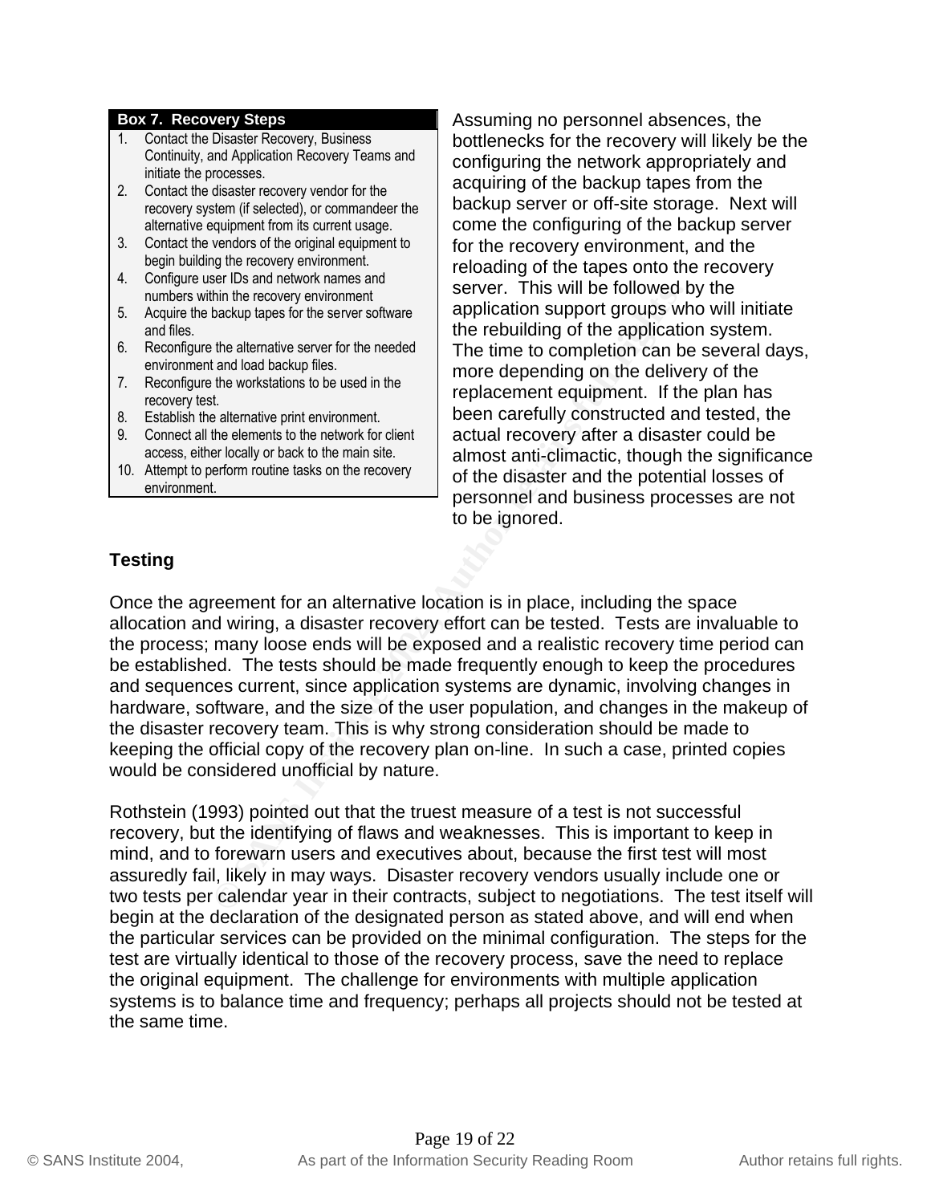**Box 7. Recovery Steps**

1. Contact the Disaster Recovery, Business Continuity, and Application Recovery Teams and initiate the processes.
2. Contact the disaster recovery vendor for the recovery system (if selected), or commandeer the alternative equipment from its current usage.
3. Contact the vendors of the original equipment to begin building the recovery environment.
4. Configure user IDs and network names and numbers within the recovery environment
5. Acquire the backup tapes for the server software and files.
6. Reconfigure the alternative server for the needed environment and load backup files.
7. Reconfigure the workstations to be used in the recovery test.
8. Establish the alternative print environment.
9. Connect all the elements to the network for client access, either locally or back to the main site.
10. Attempt to perform routine tasks on the recovery environment.

Assuming no personnel absences, the bottlenecks for the recovery will likely be the configuring the network appropriately and acquiring of the backup tapes from the backup server or off-site storage. Next will come the configuring of the backup server for the recovery environment, and the reloading of the tapes onto the recovery server. This will be followed by the application support groups who will initiate the rebuilding of the application system. The time to completion can be several days, more depending on the delivery of the replacement equipment. If the plan has been carefully constructed and tested, the actual recovery after a disaster could be almost anti-climactic, though the significance of the disaster and the potential losses of personnel and business processes are not to be ignored.

**Testing**

Once the agreement for an alternative location is in place, including the space allocation and wiring, a disaster recovery effort can be tested. Tests are invaluable to the process; many loose ends will be exposed and a realistic recovery time period can be established. The tests should be made frequently enough to keep the procedures and sequences current, since application systems are dynamic, involving changes in hardware, software, and the size of the user population, and changes in the makeup of the disaster recovery team. This is why strong consideration should be made to keeping the official copy of the recovery plan on-line. In such a case, printed copies would be considered unofficial by nature.

Rothstein (1993) pointed out that the truest measure of a test is not successful recovery, but the identifying of flaws and weaknesses. This is important to keep in mind, and to forewarn users and executives about, because the first test will most assuredly fail, likely in may ways. Disaster recovery vendors usually include one or two tests per calendar year in their contracts, subject to negotiations. The test itself will begin at the declaration of the designated person as stated above, and will end when the particular services can be provided on the minimal configuration. The steps for the test are virtually identical to those of the recovery process, save the need to replace the original equipment. The challenge for environments with multiple application systems is to balance time and frequency; perhaps all projects should not be tested at the same time.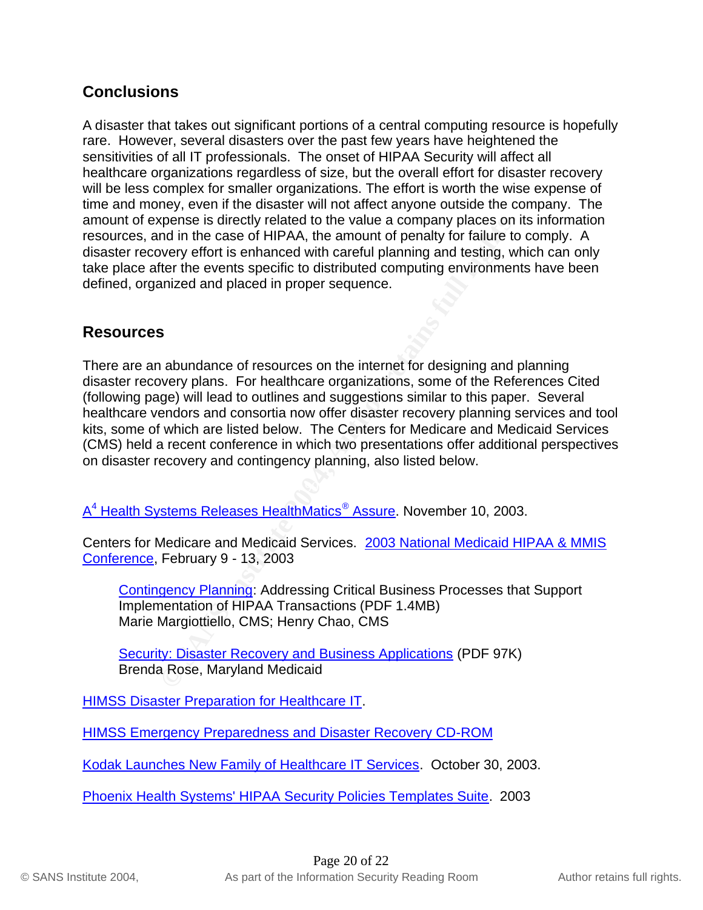## Conclusions

A disaster that takes out significant portions of a central computing resource is hopefully rare. However, several disasters over the past few years have heightened the sensitivities of all IT professionals. The onset of HIPAA Security will affect all healthcare organizations regardless of size, but the overall effort for disaster recovery will be less complex for smaller organizations. The effort is worth the wise expense of time and money, even if the disaster will not affect anyone outside the company. The amount of expense is directly related to the value a company places on its information resources, and in the case of HIPAA, the amount of penalty for failure to comply. A disaster recovery effort is enhanced with careful planning and testing, which can only take place after the events specific to distributed computing environments have been defined, organized and placed in proper sequence.

## Resources

There are an abundance of resources on the internet for designing and planning disaster recovery plans. For healthcare organizations, some of the References Cited (following page) will lead to outlines and suggestions similar to this paper. Several healthcare vendors and consortia now offer disaster recovery planning services and tool kits, some of which are listed below. The Centers for Medicare and Medicaid Services (CMS) held a recent conference in which two presentations offer additional perspectives on disaster recovery and contingency planning, also listed below.

A4 Health Systems Releases HealthMatics® Assure. November 10, 2003.

Centers for Medicare and Medicaid Services. 2003 National Medicaid HIPAA & MMIS Conference, February 9 - 13, 2003

> Contingency Planning: Addressing Critical Business Processes that Support Implementation of HIPAA Transactions (PDF 1.4MB)
> Marie Margiottiello, CMS; Henry Chao, CMS
>
> Security: Disaster Recovery and Business Applications (PDF 97K)
> Brenda Rose, Maryland Medicaid

HIMSS Disaster Preparation for Healthcare IT.

HIMSS Emergency Preparedness and Disaster Recovery CD-ROM

Kodak Launches New Family of Healthcare IT Services. October 30, 2003.

Phoenix Health Systems' HIPAA Security Policies Templates Suite. 2003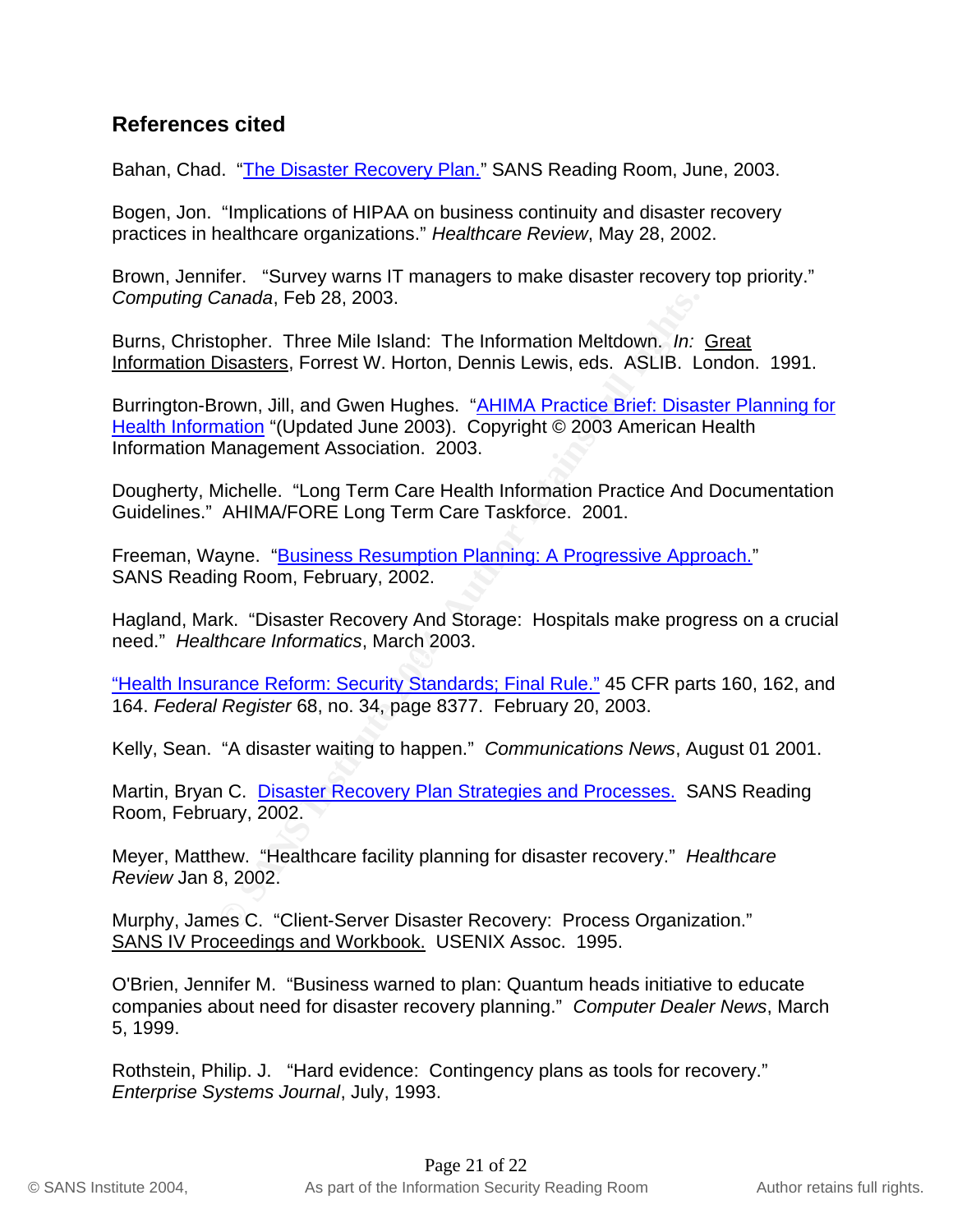## References cited

Bahan, Chad. "The Disaster Recovery Plan." SANS Reading Room, June, 2003.

Bogen, Jon. "Implications of HIPAA on business continuity and disaster recovery practices in healthcare organizations." *Healthcare Review*, May 28, 2002.

Brown, Jennifer. "Survey warns IT managers to make disaster recovery top priority." *Computing Canada*, Feb 28, 2003.

Burns, Christopher. Three Mile Island: The Information Meltdown. *In:* Great Information Disasters, Forrest W. Horton, Dennis Lewis, eds. ASLIB. London. 1991.

Burrington-Brown, Jill, and Gwen Hughes. "AHIMA Practice Brief: Disaster Planning for Health Information "(Updated June 2003). Copyright © 2003 American Health Information Management Association. 2003.

Dougherty, Michelle. "Long Term Care Health Information Practice And Documentation Guidelines." AHIMA/FORE Long Term Care Taskforce. 2001.

Freeman, Wayne. "Business Resumption Planning: A Progressive Approach." SANS Reading Room, February, 2002.

Hagland, Mark. "Disaster Recovery And Storage: Hospitals make progress on a crucial need." *Healthcare Informatics*, March 2003.

"Health Insurance Reform: Security Standards; Final Rule." 45 CFR parts 160, 162, and 164. *Federal Register* 68, no. 34, page 8377. February 20, 2003.

Kelly, Sean. "A disaster waiting to happen." *Communications News*, August 01 2001.

Martin, Bryan C. Disaster Recovery Plan Strategies and Processes. SANS Reading Room, February, 2002.

Meyer, Matthew. "Healthcare facility planning for disaster recovery." *Healthcare Review* Jan 8, 2002.

Murphy, James C. "Client-Server Disaster Recovery: Process Organization." SANS IV Proceedings and Workbook. USENIX Assoc. 1995.

O'Brien, Jennifer M. "Business warned to plan: Quantum heads initiative to educate companies about need for disaster recovery planning." *Computer Dealer News*, March 5, 1999.

Rothstein, Philip. J. "Hard evidence: Contingency plans as tools for recovery." *Enterprise Systems Journal*, July, 1993.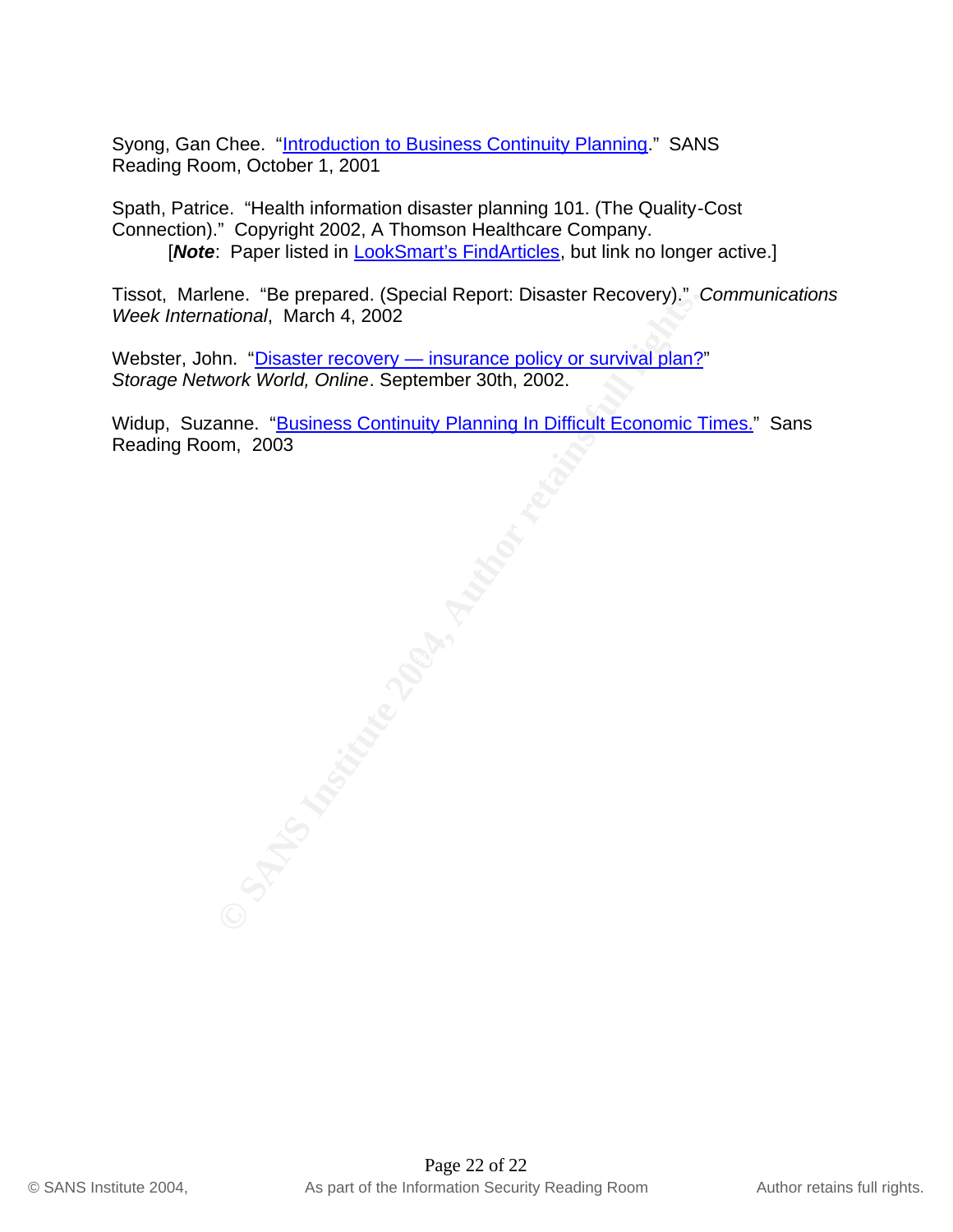Syong, Gan Chee. "Introduction to Business Continuity Planning." SANS Reading Room, October 1, 2001

Spath, Patrice. "Health information disaster planning 101. (The Quality-Cost Connection)." Copyright 2002, A Thomson Healthcare Company.

[***Note***: Paper listed in LookSmart's FindArticles, but link no longer active.]

Tissot, Marlene. "Be prepared. (Special Report: Disaster Recovery)." *Communications Week International*, March 4, 2002

Webster, John. "Disaster recovery — insurance policy or survival plan?" *Storage Network World, Online*. September 30th, 2002.

Widup, Suzanne. "Business Continuity Planning In Difficult Economic Times." Sans Reading Room, 2003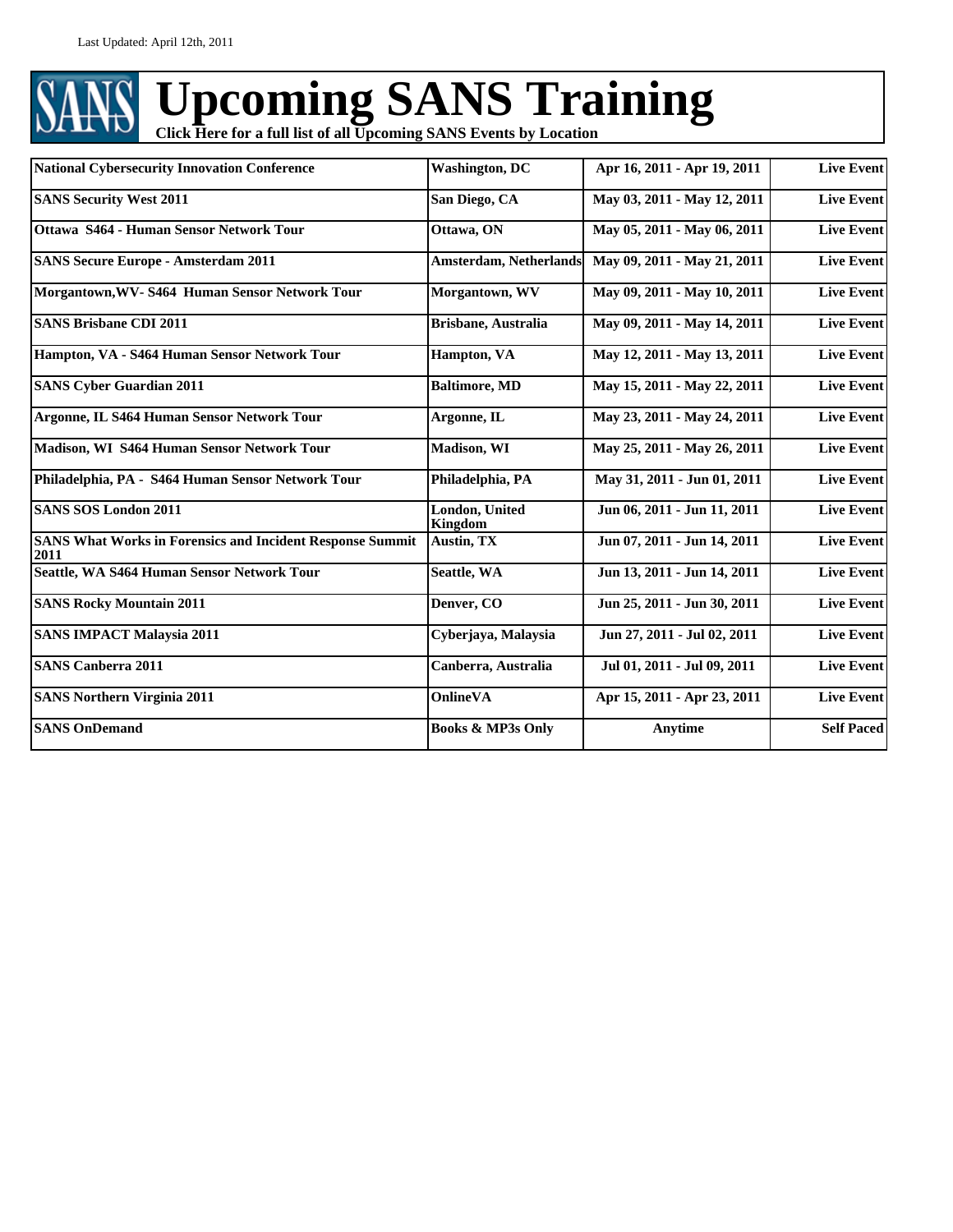Last Updated: April 12th, 2011

# Upcoming SANS Training

**Click Here for a full list of all Upcoming SANS Events by Location**

| | | | |
|---|---|---|---|
| **National Cybersecurity Innovation Conference** | **Washington, DC** | **Apr 16, 2011 - Apr 19, 2011** | **Live Event** |
| **SANS Security West 2011** | **San Diego, CA** | **May 03, 2011 - May 12, 2011** | **Live Event** |
| **Ottawa S464 - Human Sensor Network Tour** | **Ottawa, ON** | **May 05, 2011 - May 06, 2011** | **Live Event** |
| **SANS Secure Europe - Amsterdam 2011** | **Amsterdam, Netherlands** | **May 09, 2011 - May 21, 2011** | **Live Event** |
| **Morgantown,WV- S464 Human Sensor Network Tour** | **Morgantown, WV** | **May 09, 2011 - May 10, 2011** | **Live Event** |
| **SANS Brisbane CDI 2011** | **Brisbane, Australia** | **May 09, 2011 - May 14, 2011** | **Live Event** |
| **Hampton, VA - S464 Human Sensor Network Tour** | **Hampton, VA** | **May 12, 2011 - May 13, 2011** | **Live Event** |
| **SANS Cyber Guardian 2011** | **Baltimore, MD** | **May 15, 2011 - May 22, 2011** | **Live Event** |
| **Argonne, IL S464 Human Sensor Network Tour** | **Argonne, IL** | **May 23, 2011 - May 24, 2011** | **Live Event** |
| **Madison, WI S464 Human Sensor Network Tour** | **Madison, WI** | **May 25, 2011 - May 26, 2011** | **Live Event** |
| **Philadelphia, PA - S464 Human Sensor Network Tour** | **Philadelphia, PA** | **May 31, 2011 - Jun 01, 2011** | **Live Event** |
| **SANS SOS London 2011** | **London, United Kingdom** | **Jun 06, 2011 - Jun 11, 2011** | **Live Event** |
| **SANS What Works in Forensics and Incident Response Summit 2011** | **Austin, TX** | **Jun 07, 2011 - Jun 14, 2011** | **Live Event** |
| **Seattle, WA S464 Human Sensor Network Tour** | **Seattle, WA** | **Jun 13, 2011 - Jun 14, 2011** | **Live Event** |
| **SANS Rocky Mountain 2011** | **Denver, CO** | **Jun 25, 2011 - Jun 30, 2011** | **Live Event** |
| **SANS IMPACT Malaysia 2011** | **Cyberjaya, Malaysia** | **Jun 27, 2011 - Jul 02, 2011** | **Live Event** |
| **SANS Canberra 2011** | **Canberra, Australia** | **Jul 01, 2011 - Jul 09, 2011** | **Live Event** |
| **SANS Northern Virginia 2011** | **OnlineVA** | **Apr 15, 2011 - Apr 23, 2011** | **Live Event** |
| **SANS OnDemand** | **Books & MP3s Only** | **Anytime** | **Self Paced** |